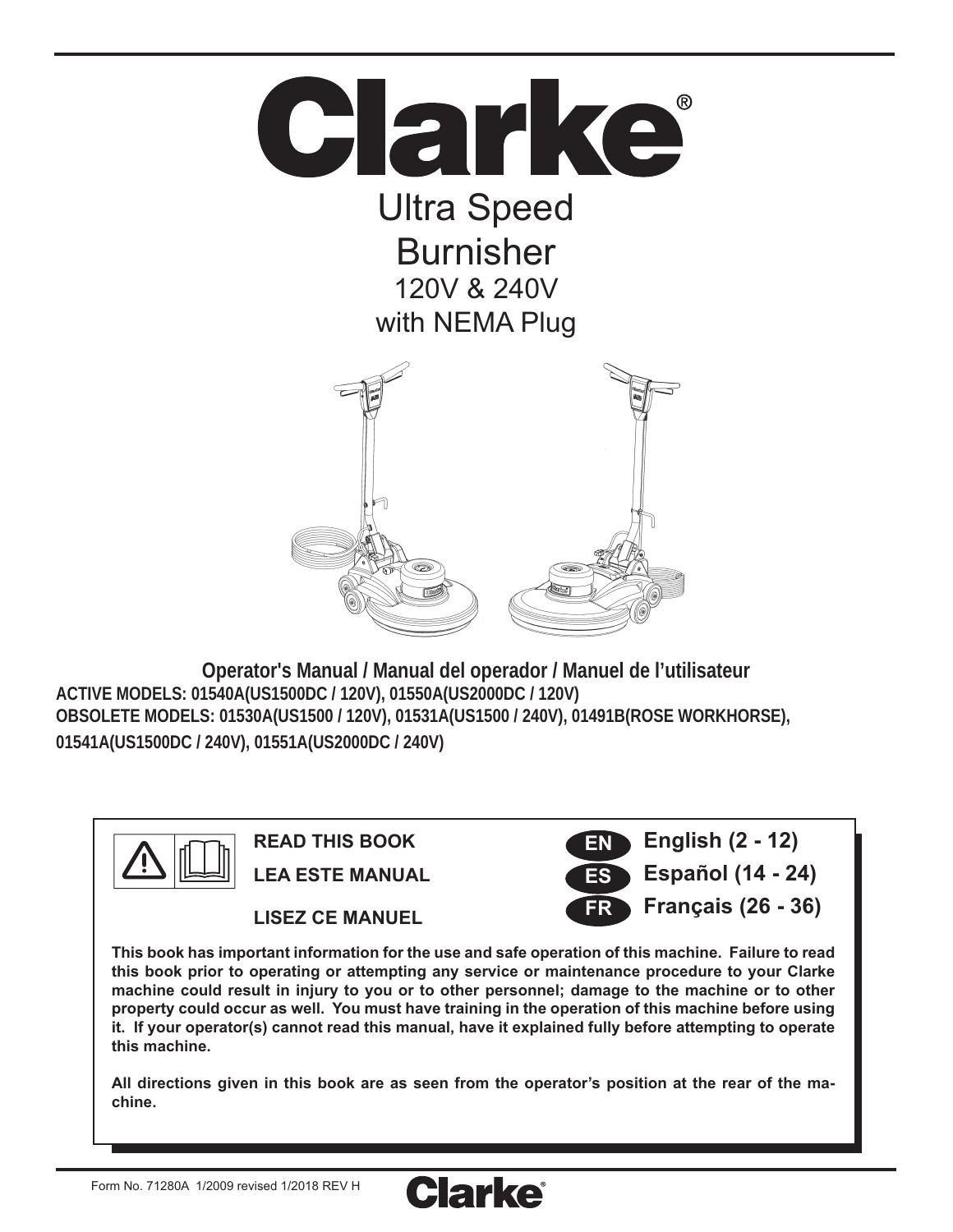# Clarke®

## Ultra Speed Burnisher

120V & 240V
with NEMA Plug

**Operator's Manual / Manual del operador / Manuel de l'utilisateur**

**ACTIVE MODELS: 01540A(US1500DC / 120V), 01550A(US2000DC / 120V)**
**OBSOLETE MODELS: 01530A(US1500 / 120V), 01531A(US1500 / 240V), 01491B(ROSE WORKHORSE), 01541A(US1500DC / 240V), 01551A(US2000DC / 240V)**

**READ THIS BOOK**

**LEA ESTE MANUAL**

**LISEZ CE MANUEL**

**EN** English (2 - 12)
**ES** Español (14 - 24)
**FR** Français (26 - 36)

**This book has important information for the use and safe operation of this machine. Failure to read this book prior to operating or attempting any service or maintenance procedure to your Clarke machine could result in injury to you or to other personnel; damage to the machine or to other property could occur as well. You must have training in the operation of this machine before using it. If your operator(s) cannot read this manual, have it explained fully before attempting to operate this machine.**

**All directions given in this book are as seen from the operator's position at the rear of the machine.**

Form No. 71280A 1/2009 revised 1/2018 REV H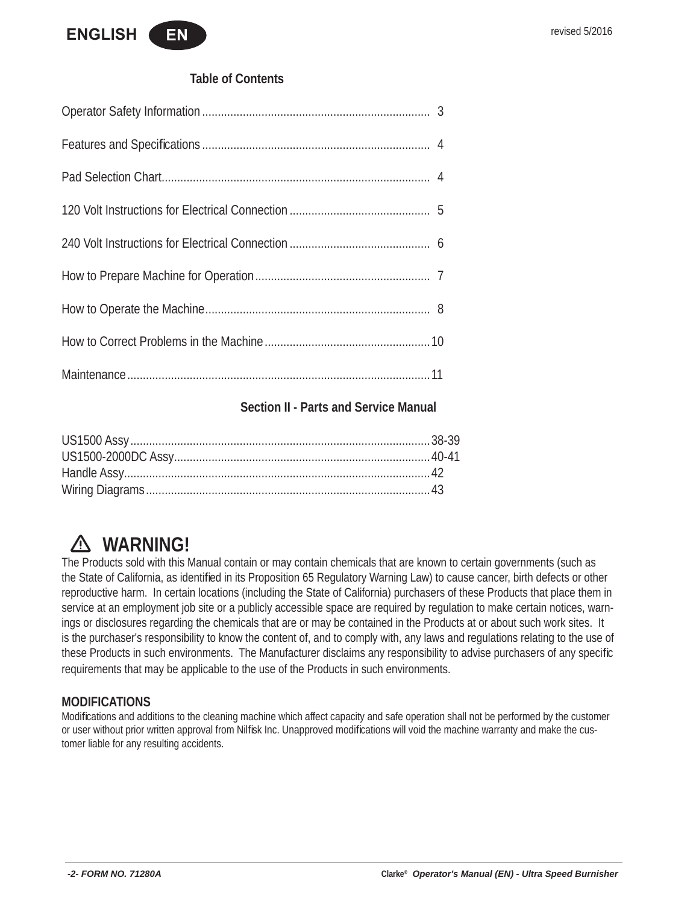ENGLISH EN

revised 5/2016

## Table of Contents

| | |
|---|---|
| Operator Safety Information | 3 |
| Features and Specifications | 4 |
| Pad Selection Chart | 4 |
| 120 Volt Instructions for Electrical Connection | 5 |
| 240 Volt Instructions for Electrical Connection | 6 |
| How to Prepare Machine for Operation | 7 |
| How to Operate the Machine | 8 |
| How to Correct Problems in the Machine | 10 |
| Maintenance | 11 |

### Section II - Parts and Service Manual

| | |
|---|---|
| US1500 Assy | 38-39 |
| US1500-2000DC Assy | 40-41 |
| Handle Assy | 42 |
| Wiring Diagrams | 43 |

## ⚠ WARNING!

The Products sold with this Manual contain or may contain chemicals that are known to certain governments (such as the State of California, as identified in its Proposition 65 Regulatory Warning Law) to cause cancer, birth defects or other reproductive harm. In certain locations (including the State of California) purchasers of these Products that place them in service at an employment job site or a publicly accessible space are required by regulation to make certain notices, warnings or disclosures regarding the chemicals that are or may be contained in the Products at or about such work sites. It is the purchaser's responsibility to know the content of, and to comply with, any laws and regulations relating to the use of these Products in such environments. The Manufacturer disclaims any responsibility to advise purchasers of any specific requirements that may be applicable to the use of the Products in such environments.

**MODIFICATIONS**

Modifications and additions to the cleaning machine which affect capacity and safe operation shall not be performed by the customer or user without prior written approval from Nilfisk Inc. Unapproved modifications will void the machine warranty and make the customer liable for any resulting accidents.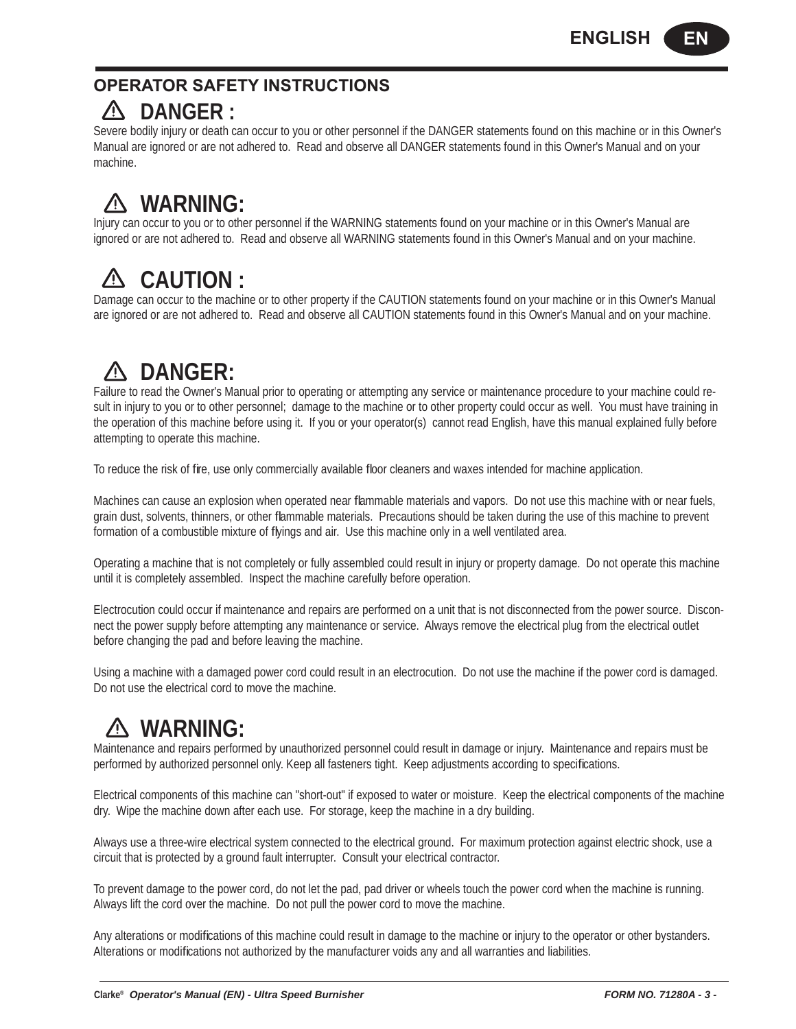## OPERATOR SAFETY INSTRUCTIONS

### ⚠ DANGER :

Severe bodily injury or death can occur to you or other personnel if the DANGER statements found on this machine or in this Owner's Manual are ignored or are not adhered to. Read and observe all DANGER statements found in this Owner's Manual and on your machine.

### ⚠ WARNING:

Injury can occur to you or to other personnel if the WARNING statements found on your machine or in this Owner's Manual are ignored or are not adhered to. Read and observe all WARNING statements found in this Owner's Manual and on your machine.

### ⚠ CAUTION :

Damage can occur to the machine or to other property if the CAUTION statements found on your machine or in this Owner's Manual are ignored or are not adhered to. Read and observe all CAUTION statements found in this Owner's Manual and on your machine.

### ⚠ DANGER:

Failure to read the Owner's Manual prior to operating or attempting any service or maintenance procedure to your machine could result in injury to you or to other personnel; damage to the machine or to other property could occur as well. You must have training in the operation of this machine before using it. If you or your operator(s) cannot read English, have this manual explained fully before attempting to operate this machine.

To reduce the risk of fire, use only commercially available floor cleaners and waxes intended for machine application.

Machines can cause an explosion when operated near flammable materials and vapors. Do not use this machine with or near fuels, grain dust, solvents, thinners, or other flammable materials. Precautions should be taken during the use of this machine to prevent formation of a combustible mixture of flyings and air. Use this machine only in a well ventilated area.

Operating a machine that is not completely or fully assembled could result in injury or property damage. Do not operate this machine until it is completely assembled. Inspect the machine carefully before operation.

Electrocution could occur if maintenance and repairs are performed on a unit that is not disconnected from the power source. Disconnect the power supply before attempting any maintenance or service. Always remove the electrical plug from the electrical outlet before changing the pad and before leaving the machine.

Using a machine with a damaged power cord could result in an electrocution. Do not use the machine if the power cord is damaged. Do not use the electrical cord to move the machine.

### ⚠ WARNING:

Maintenance and repairs performed by unauthorized personnel could result in damage or injury. Maintenance and repairs must be performed by authorized personnel only. Keep all fasteners tight. Keep adjustments according to specifications.

Electrical components of this machine can "short-out" if exposed to water or moisture. Keep the electrical components of the machine dry. Wipe the machine down after each use. For storage, keep the machine in a dry building.

Always use a three-wire electrical system connected to the electrical ground. For maximum protection against electric shock, use a circuit that is protected by a ground fault interrupter. Consult your electrical contractor.

To prevent damage to the power cord, do not let the pad, pad driver or wheels touch the power cord when the machine is running. Always lift the cord over the machine. Do not pull the power cord to move the machine.

Any alterations or modifications of this machine could result in damage to the machine or injury to the operator or other bystanders. Alterations or modifications not authorized by the manufacturer voids any and all warranties and liabilities.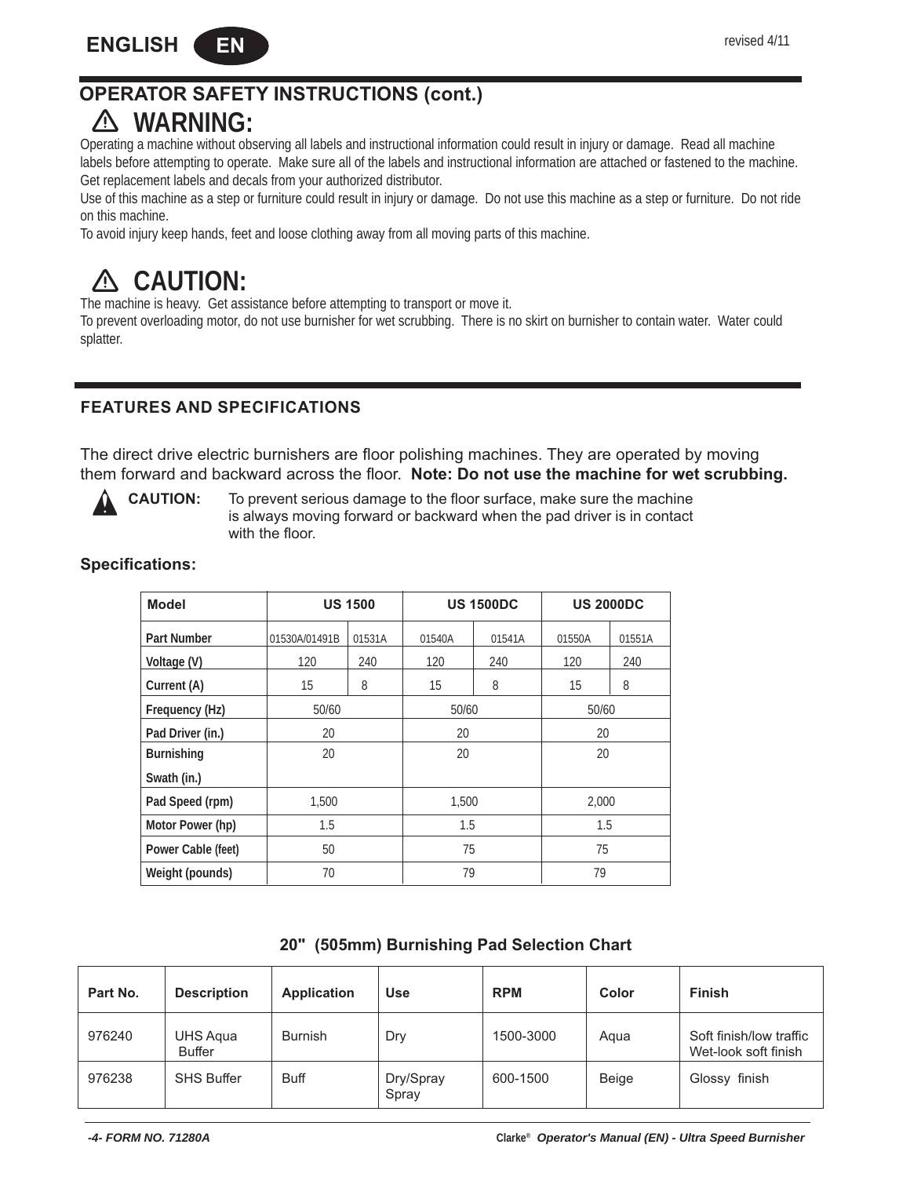## OPERATOR SAFETY INSTRUCTIONS (cont.)

### ⚠ WARNING:

Operating a machine without observing all labels and instructional information could result in injury or damage. Read all machine labels before attempting to operate. Make sure all of the labels and instructional information are attached or fastened to the machine. Get replacement labels and decals from your authorized distributor.

Use of this machine as a step or furniture could result in injury or damage. Do not use this machine as a step or furniture. Do not ride on this machine.

To avoid injury keep hands, feet and loose clothing away from all moving parts of this machine.

### ⚠ CAUTION:

The machine is heavy. Get assistance before attempting to transport or move it.

To prevent overloading motor, do not use burnisher for wet scrubbing. There is no skirt on burnisher to contain water. Water could splatter.

## FEATURES AND SPECIFICATIONS

The direct drive electric burnishers are floor polishing machines. They are operated by moving them forward and backward across the floor. **Note: Do not use the machine for wet scrubbing.**

**CAUTION:** To prevent serious damage to the floor surface, make sure the machine is always moving forward or backward when the pad driver is in contact with the floor.

### Specifications:

| Model | US 1500 | | US 1500DC | | US 2000DC | |
|---|---|---|---|---|---|---|
| Part Number | 01530A/01491B | 01531A | 01540A | 01541A | 01550A | 01551A |
| Voltage (V) | 120 | 240 | 120 | 240 | 120 | 240 |
| Current (A) | 15 | 8 | 15 | 8 | 15 | 8 |
| Frequency (Hz) | 50/60 | | 50/60 | | 50/60 | |
| Pad Driver (in.) | 20 | | 20 | | 20 | |
| Burnishing Swath (in.) | 20 | | 20 | | 20 | |
| Pad Speed (rpm) | 1,500 | | 1,500 | | 2,000 | |
| Motor Power (hp) | 1.5 | | 1.5 | | 1.5 | |
| Power Cable (feet) | 50 | | 75 | | 75 | |
| Weight (pounds) | 70 | | 79 | | 79 | |

### 20" (505mm) Burnishing Pad Selection Chart

| Part No. | Description | Application | Use | RPM | Color | Finish |
|---|---|---|---|---|---|---|
| 976240 | UHS Aqua Buffer | Burnish | Dry | 1500-3000 | Aqua | Soft finish/low traffic Wet-look soft finish |
| 976238 | SHS Buffer | Buff | Dry/Spray Spray | 600-1500 | Beige | Glossy finish |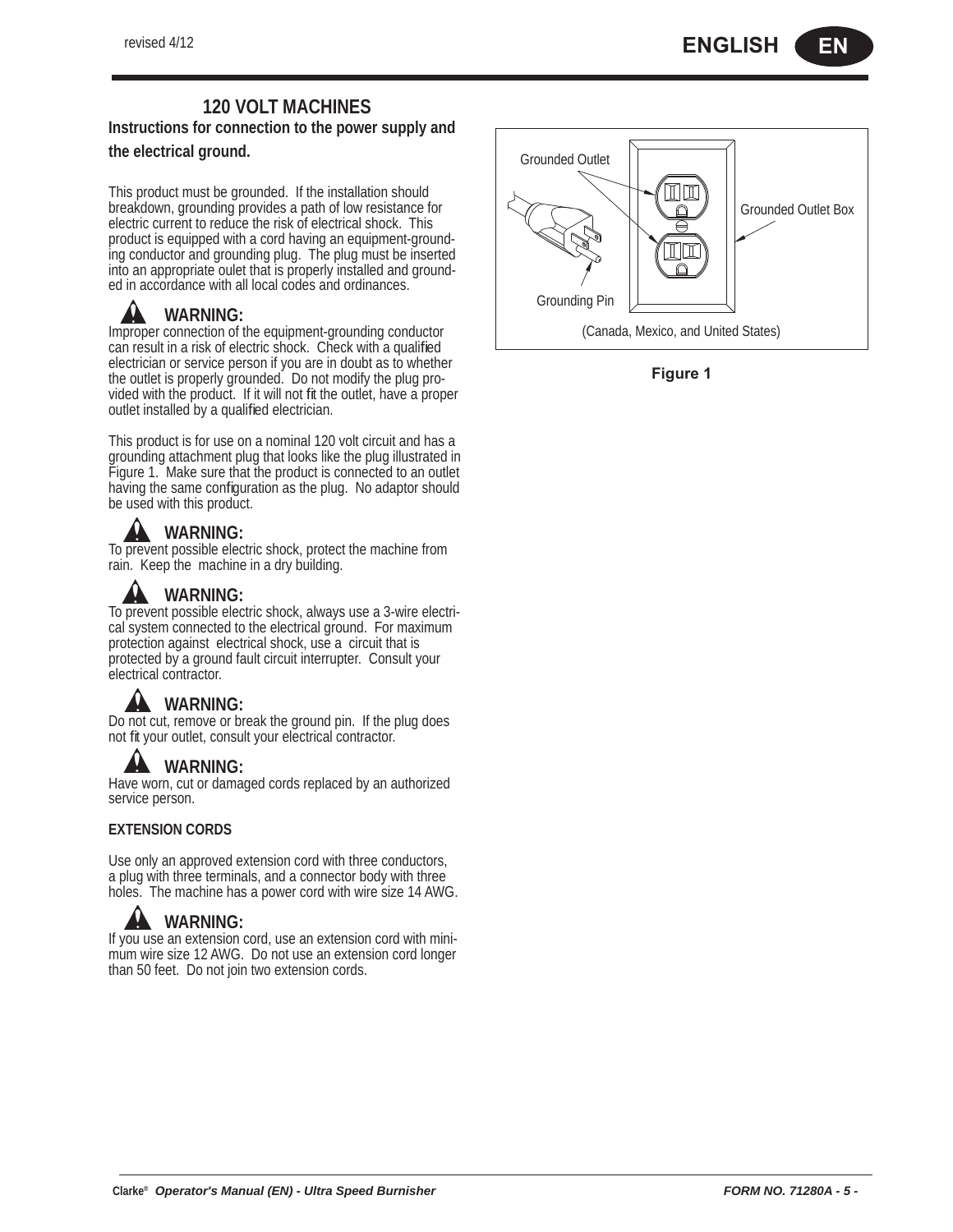## 120 VOLT MACHINES

**Instructions for connection to the power supply and the electrical ground.**

This product must be grounded. If the installation should breakdown, grounding provides a path of low resistance for electric current to reduce the risk of electrical shock. This product is equipped with a cord having an equipment-grounding conductor and grounding plug. The plug must be inserted into an appropriate oulet that is properly installed and grounded in accordance with all local codes and ordinances.

### WARNING:

Improper connection of the equipment-grounding conductor can result in a risk of electric shock. Check with a qualified electrician or service person if you are in doubt as to whether the outlet is properly grounded. Do not modify the plug provided with the product. If it will not fit the outlet, have a proper outlet installed by a qualified electrician.

This product is for use on a nominal 120 volt circuit and has a grounding attachment plug that looks like the plug illustrated in Figure 1. Make sure that the product is connected to an outlet having the same configuration as the plug. No adaptor should be used with this product.

### WARNING:

To prevent possible electric shock, protect the machine from rain. Keep the machine in a dry building.

### WARNING:

To prevent possible electric shock, always use a 3-wire electrical system connected to the electrical ground. For maximum protection against electrical shock, use a circuit that is protected by a ground fault circuit interrupter. Consult your electrical contractor.

### WARNING:

Do not cut, remove or break the ground pin. If the plug does not fit your outlet, consult your electrical contractor.

### WARNING:

Have worn, cut or damaged cords replaced by an authorized service person.

**EXTENSION CORDS**

Use only an approved extension cord with three conductors, a plug with three terminals, and a connector body with three holes. The machine has a power cord with wire size 14 AWG.

### WARNING:

If you use an extension cord, use an extension cord with minimum wire size 12 AWG. Do not use an extension cord longer than 50 feet. Do not join two extension cords.

Grounded Outlet

Grounded Outlet Box

Grounding Pin

(Canada, Mexico, and United States)

**Figure 1**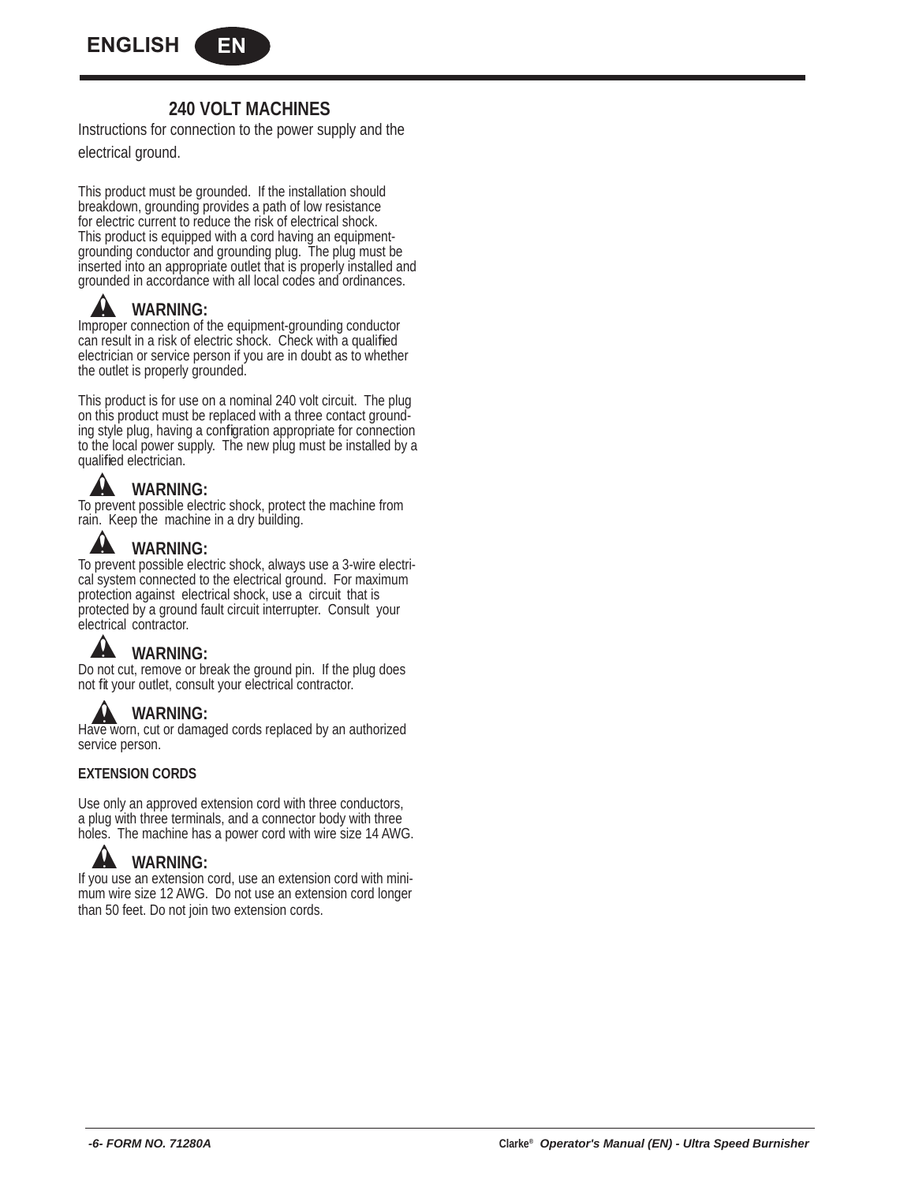## 240 VOLT MACHINES

Instructions for connection to the power supply and the electrical ground.

This product must be grounded. If the installation should breakdown, grounding provides a path of low resistance for electric current to reduce the risk of electrical shock. This product is equipped with a cord having an equipment-grounding conductor and grounding plug. The plug must be inserted into an appropriate outlet that is properly installed and grounded in accordance with all local codes and ordinances.

**WARNING:**
Improper connection of the equipment-grounding conductor can result in a risk of electric shock. Check with a qualified electrician or service person if you are in doubt as to whether the outlet is properly grounded.

This product is for use on a nominal 240 volt circuit. The plug on this product must be replaced with a three contact grounding style plug, having a configration appropriate for connection to the local power supply. The new plug must be installed by a qualified electrician.

**WARNING:**
To prevent possible electric shock, protect the machine from rain. Keep the machine in a dry building.

**WARNING:**
To prevent possible electric shock, always use a 3-wire electrical system connected to the electrical ground. For maximum protection against electrical shock, use a circuit that is protected by a ground fault circuit interrupter. Consult your electrical contractor.

**WARNING:**
Do not cut, remove or break the ground pin. If the plug does not fit your outlet, consult your electrical contractor.

**WARNING:**
Have worn, cut or damaged cords replaced by an authorized service person.

**EXTENSION CORDS**

Use only an approved extension cord with three conductors, a plug with three terminals, and a connector body with three holes. The machine has a power cord with wire size 14 AWG.

**WARNING:**
If you use an extension cord, use an extension cord with minimum wire size 12 AWG. Do not use an extension cord longer than 50 feet. Do not join two extension cords.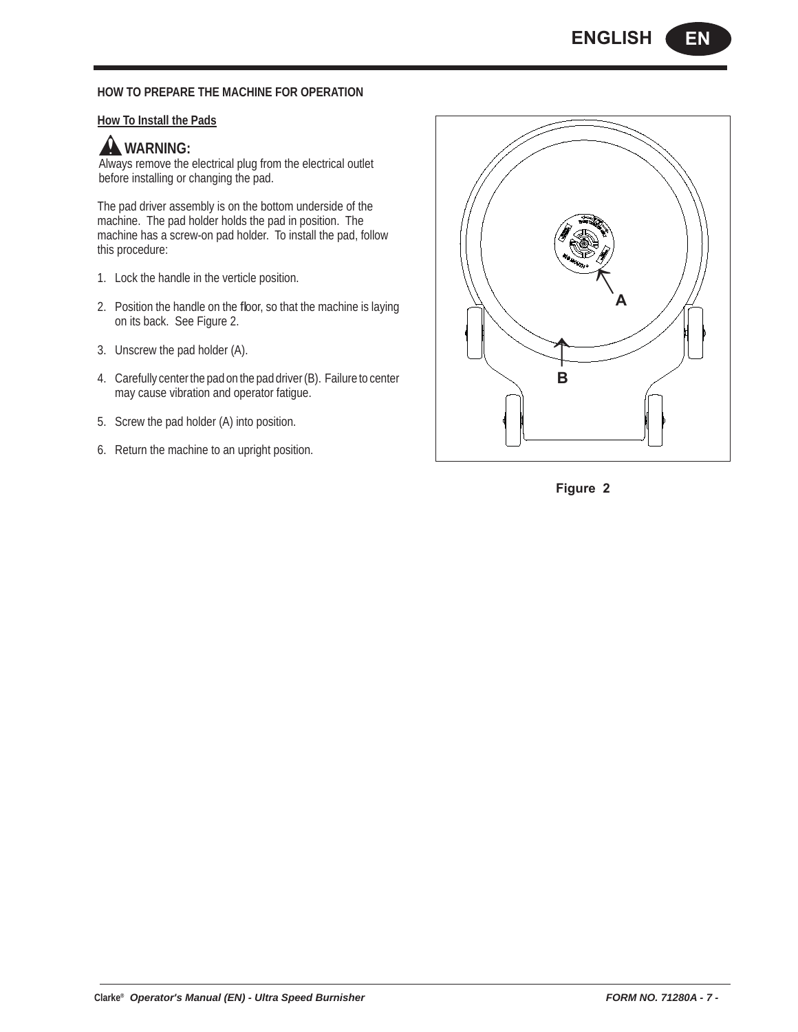## HOW TO PREPARE THE MACHINE FOR OPERATION

### How To Install the Pads

**WARNING:**
Always remove the electrical plug from the electrical outlet before installing or changing the pad.

The pad driver assembly is on the bottom underside of the machine. The pad holder holds the pad in position. The machine has a screw-on pad holder. To install the pad, follow this procedure:

1. Lock the handle in the verticle position.
2. Position the handle on the floor, so that the machine is laying on its back. See Figure 2.
3. Unscrew the pad holder (A).
4. Carefully center the pad on the pad driver (B). Failure to center may cause vibration and operator fatigue.
5. Screw the pad holder (A) into position.
6. Return the machine to an upright position.

A

B

Figure 2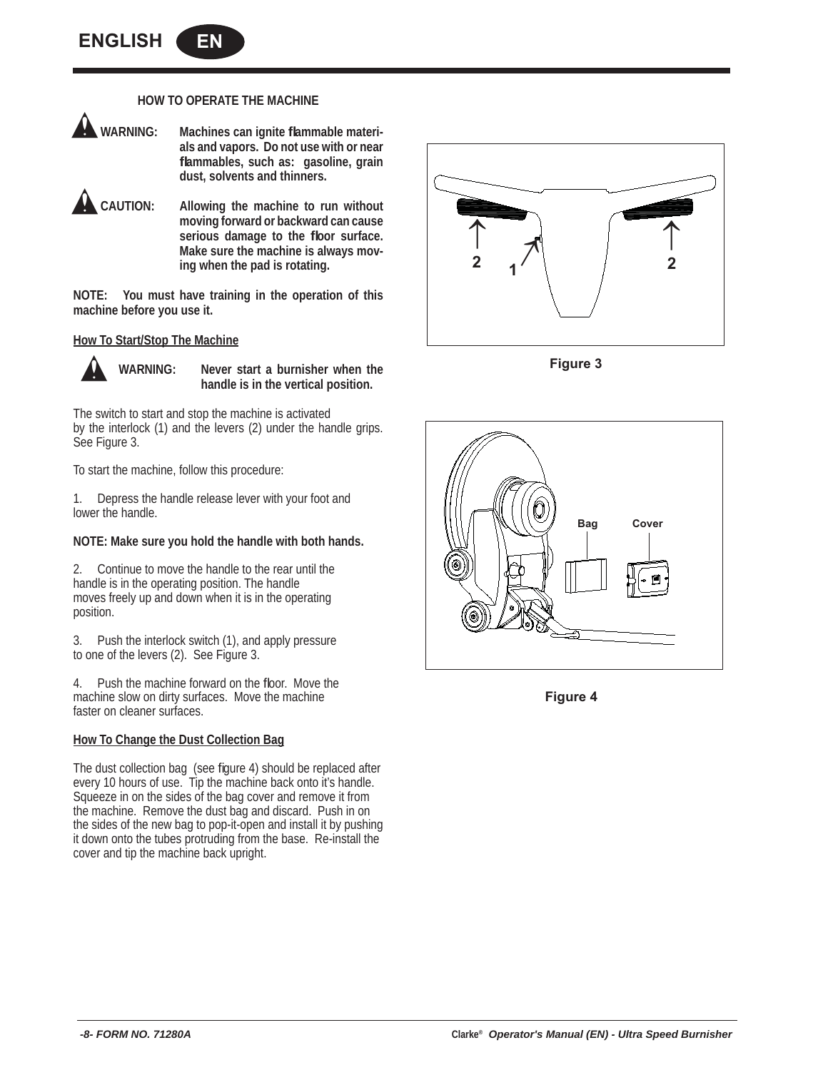## HOW TO OPERATE THE MACHINE

**WARNING: Machines can ignite flammable materials and vapors. Do not use with or near flammables, such as: gasoline, grain dust, solvents and thinners.**

**CAUTION: Allowing the machine to run without moving forward or backward can cause serious damage to the floor surface. Make sure the machine is always moving when the pad is rotating.**

**NOTE: You must have training in the operation of this machine before you use it.**

### How To Start/Stop The Machine

**WARNING: Never start a burnisher when the handle is in the vertical position.**

The switch to start and stop the machine is activated by the interlock (1) and the levers (2) under the handle grips. See Figure 3.

To start the machine, follow this procedure:

1. Depress the handle release lever with your foot and lower the handle.

**NOTE: Make sure you hold the handle with both hands.**

2. Continue to move the handle to the rear until the handle is in the operating position. The handle moves freely up and down when it is in the operating position.

3. Push the interlock switch (1), and apply pressure to one of the levers (2). See Figure 3.

4. Push the machine forward on the floor. Move the machine slow on dirty surfaces. Move the machine faster on cleaner surfaces.

### How To Change the Dust Collection Bag

The dust collection bag (see figure 4) should be replaced after every 10 hours of use. Tip the machine back onto it's handle. Squeeze in on the sides of the bag cover and remove it from the machine. Remove the dust bag and discard. Push in on the sides of the new bag to pop-it-open and install it by pushing it down onto the tubes protruding from the base. Re-install the cover and tip the machine back upright.

2 1 2

Figure 3

Bag Cover

Figure 4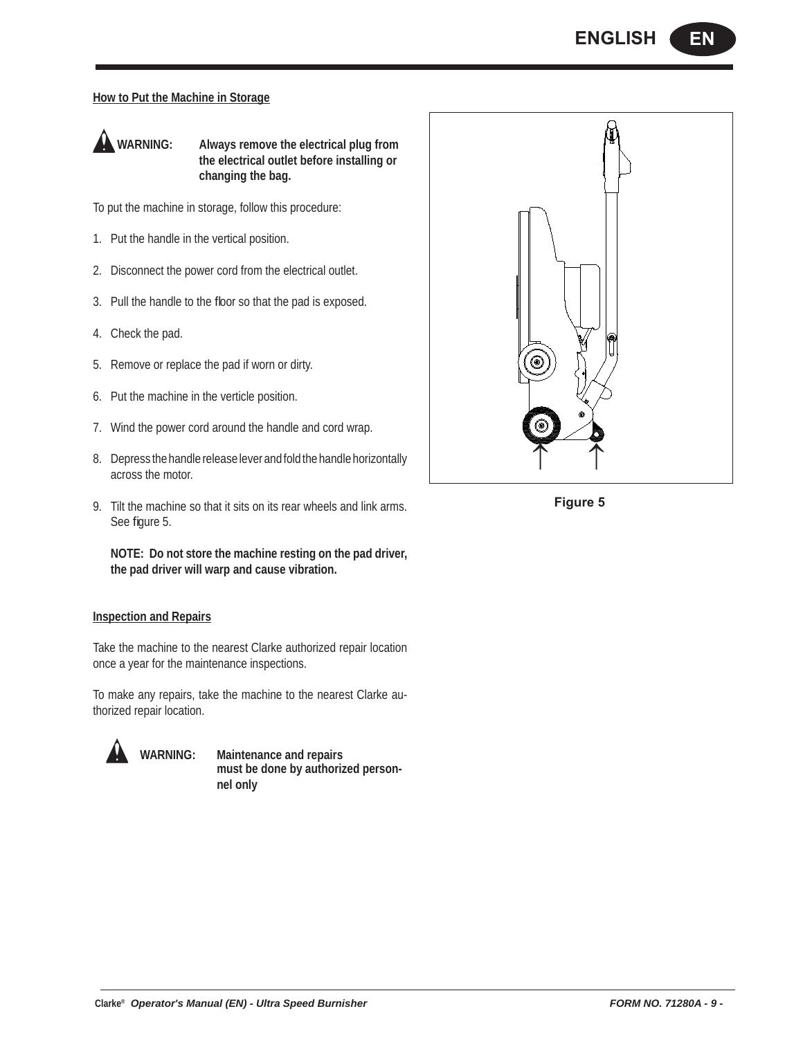## How to Put the Machine in Storage

**WARNING: Always remove the electrical plug from the electrical outlet before installing or changing the bag.**

To put the machine in storage, follow this procedure:

1. Put the handle in the vertical position.
2. Disconnect the power cord from the electrical outlet.
3. Pull the handle to the floor so that the pad is exposed.
4. Check the pad.
5. Remove or replace the pad if worn or dirty.
6. Put the machine in the verticle position.
7. Wind the power cord around the handle and cord wrap.
8. Depress the handle release lever and fold the handle horizontally across the motor.
9. Tilt the machine so that it sits on its rear wheels and link arms. See figure 5.

   **NOTE: Do not store the machine resting on the pad driver, the pad driver will warp and cause vibration.**

Figure 5

## Inspection and Repairs

Take the machine to the nearest Clarke authorized repair location once a year for the maintenance inspections.

To make any repairs, take the machine to the nearest Clarke authorized repair location.

**WARNING: Maintenance and repairs must be done by authorized personnel only**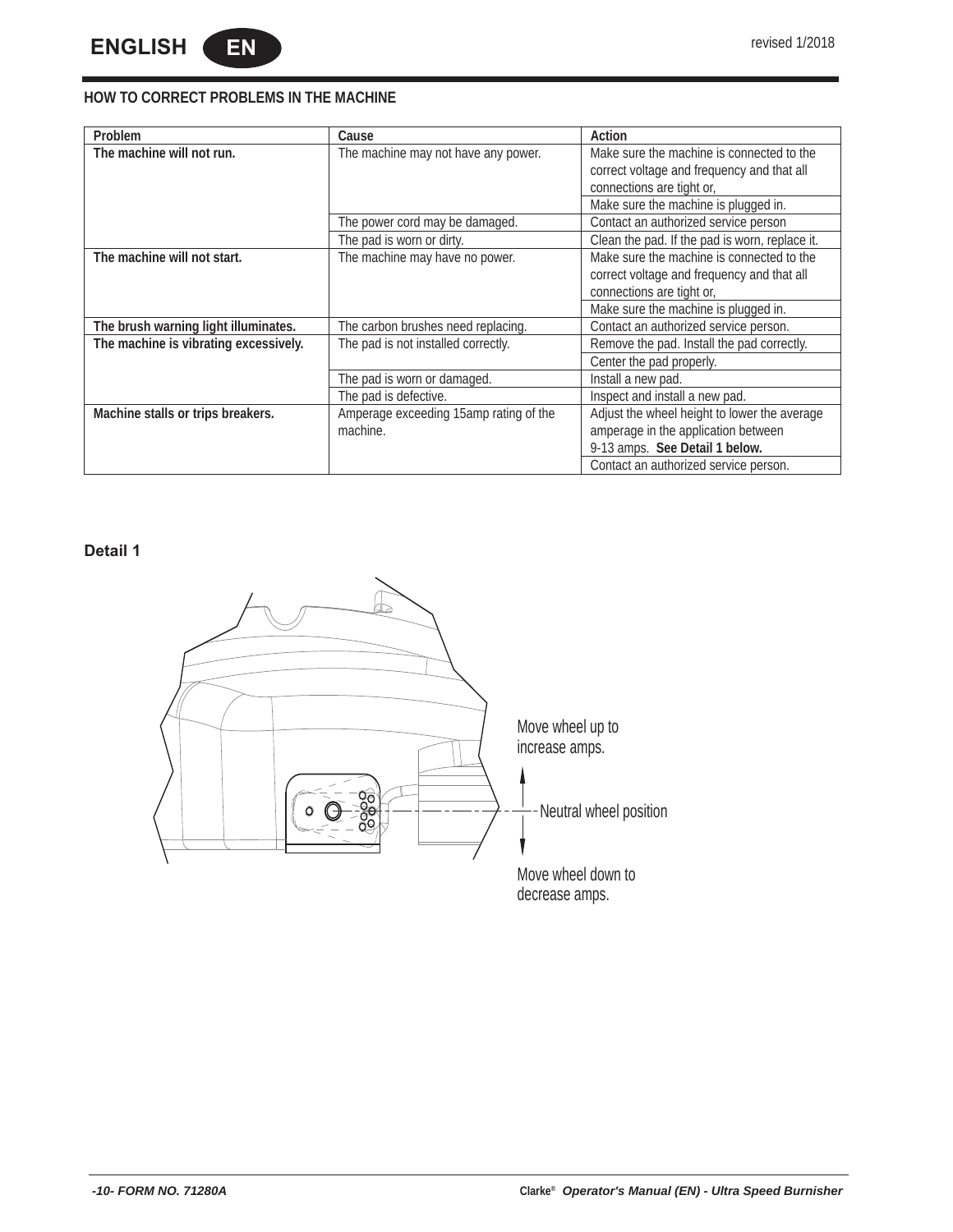## HOW TO CORRECT PROBLEMS IN THE MACHINE

| Problem | Cause | Action |
|---|---|---|
| **The machine will not run.** | The machine may not have any power. | Make sure the machine is connected to the correct voltage and frequency and that all connections are tight or, |
| | | Make sure the machine is plugged in. |
| | The power cord may be damaged. | Contact an authorized service person |
| | The pad is worn or dirty. | Clean the pad. If the pad is worn, replace it. |
| **The machine will not start.** | The machine may have no power. | Make sure the machine is connected to the correct voltage and frequency and that all connections are tight or, |
| | | Make sure the machine is plugged in. |
| **The brush warning light illuminates.** | The carbon brushes need replacing. | Contact an authorized service person. |
| **The machine is vibrating excessively.** | The pad is not installed correctly. | Remove the pad. Install the pad correctly. |
| | | Center the pad properly. |
| | The pad is worn or damaged. | Install a new pad. |
| | The pad is defective. | Inspect and install a new pad. |
| **Machine stalls or trips breakers.** | Amperage exceeding 15amp rating of the machine. | Adjust the wheel height to lower the average amperage in the application between 9-13 amps. **See Detail 1 below.** |
| | | Contact an authorized service person. |

**Detail 1**

Move wheel up to increase amps.

Neutral wheel position

Move wheel down to decrease amps.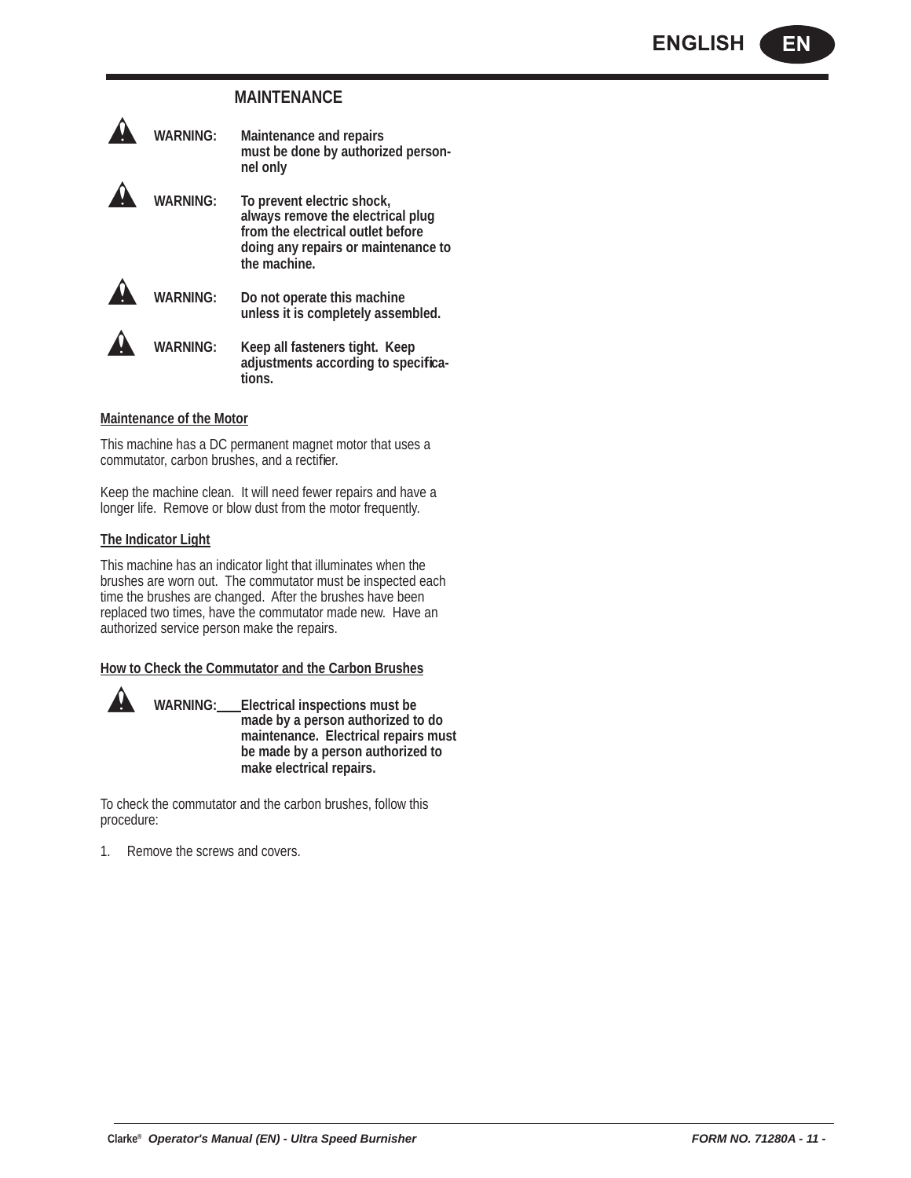## MAINTENANCE

**WARNING:** **Maintenance and repairs must be done by authorized personnel only**

**WARNING:** **To prevent electric shock, always remove the electrical plug from the electrical outlet before doing any repairs or maintenance to the machine.**

**WARNING:** **Do not operate this machine unless it is completely assembled.**

**WARNING:** **Keep all fasteners tight. Keep adjustments according to specifications.**

### Maintenance of the Motor

This machine has a DC permanent magnet motor that uses a commutator, carbon brushes, and a rectifier.

Keep the machine clean. It will need fewer repairs and have a longer life. Remove or blow dust from the motor frequently.

### The Indicator Light

This machine has an indicator light that illuminates when the brushes are worn out. The commutator must be inspected each time the brushes are changed. After the brushes have been replaced two times, have the commutator made new. Have an authorized service person make the repairs.

### How to Check the Commutator and the Carbon Brushes

**WARNING:** **Electrical inspections must be made by a person authorized to do maintenance. Electrical repairs must be made by a person authorized to make electrical repairs.**

To check the commutator and the carbon brushes, follow this procedure:

1. Remove the screws and covers.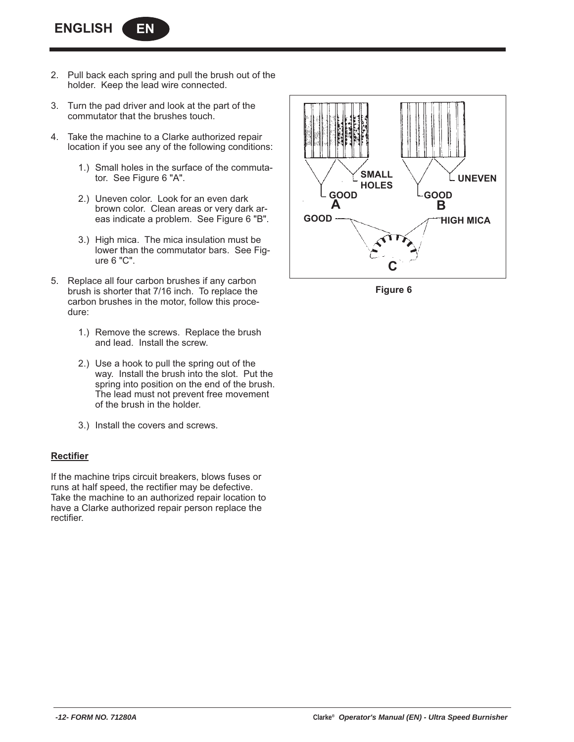2. Pull back each spring and pull the brush out of the holder. Keep the lead wire connected.

3. Turn the pad driver and look at the part of the commutator that the brushes touch.

4. Take the machine to a Clarke authorized repair location if you see any of the following conditions:

   1.) Small holes in the surface of the commutator. See Figure 6 "A".

   2.) Uneven color. Look for an even dark brown color. Clean areas or very dark areas indicate a problem. See Figure 6 "B".

   3.) High mica. The mica insulation must be lower than the commutator bars. See Figure 6 "C".

5. Replace all four carbon brushes if any carbon brush is shorter that 7/16 inch. To replace the carbon brushes in the motor, follow this procedure:

   1.) Remove the screws. Replace the brush and lead. Install the screw.

   2.) Use a hook to pull the spring out of the way. Install the brush into the slot. Put the spring into position on the end of the brush. The lead must not prevent free movement of the brush in the holder.

   3.) Install the covers and screws.

Figure 6

**Rectifier**

If the machine trips circuit breakers, blows fuses or runs at half speed, the rectifier may be defective. Take the machine to an authorized repair location to have a Clarke authorized repair person replace the rectifier.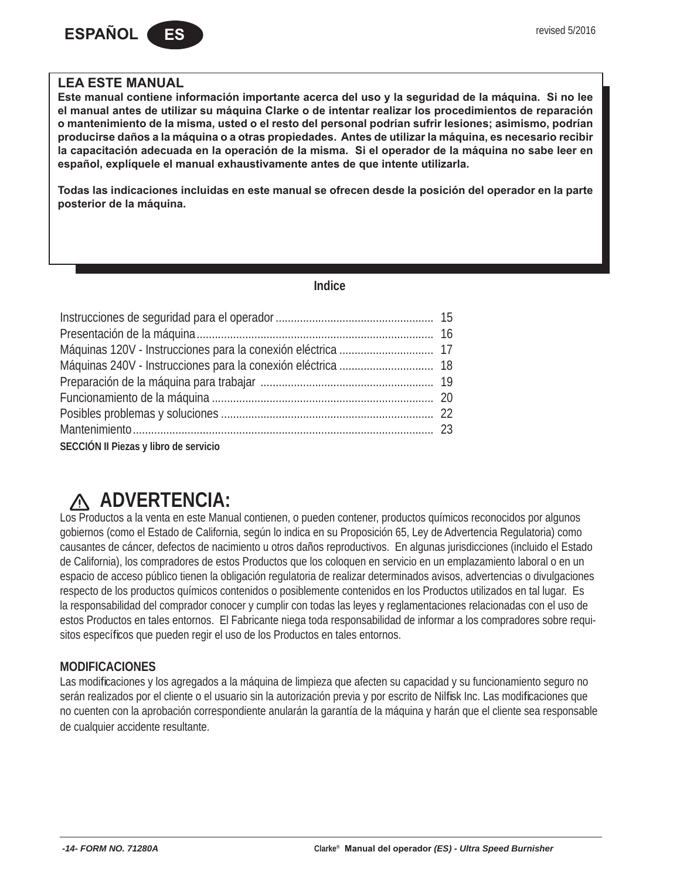ESPAÑOL **ES**

## LEA ESTE MANUAL

**Este manual contiene información importante acerca del uso y la seguridad de la máquina. Si no lee el manual antes de utilizar su máquina Clarke o de intentar realizar los procedimientos de reparación o mantenimiento de la misma, usted o el resto del personal podrían sufrir lesiones; asimismo, podrían producirse daños a la máquina o a otras propiedades. Antes de utilizar la máquina, es necesario recibir la capacitación adecuada en la operación de la misma. Si el operador de la máquina no sabe leer en español, explíquele el manual exhaustivamente antes de que intente utilizarla.**

**Todas las indicaciones incluidas en este manual se ofrecen desde la posición del operador en la parte posterior de la máquina.**

## Indice

| | |
|---|---|
| Instrucciones de seguridad para el operador | 15 |
| Presentación de la máquina | 16 |
| Máquinas 120V - Instrucciones para la conexión eléctrica | 17 |
| Máquinas 240V - Instrucciones para la conexión eléctrica | 18 |
| Preparación de la máquina para trabajar | 19 |
| Funcionamiento de la máquina | 20 |
| Posibles problemas y soluciones | 22 |
| Mantenimiento | 23 |

**SECCIÓN II Piezas y libro de servicio**

## ⚠ ADVERTENCIA:

Los Productos a la venta en este Manual contienen, o pueden contener, productos químicos reconocidos por algunos gobiernos (como el Estado de California, según lo indica en su Proposición 65, Ley de Advertencia Regulatoria) como causantes de cáncer, defectos de nacimiento u otros daños reproductivos. En algunas jurisdicciones (incluido el Estado de California), los compradores de estos Productos que los coloquen en servicio en un emplazamiento laboral o en un espacio de acceso público tienen la obligación regulatoria de realizar determinados avisos, advertencias o divulgaciones respecto de los productos químicos contenidos o posiblemente contenidos en los Productos utilizados en tal lugar. Es la responsabilidad del comprador conocer y cumplir con todas las leyes y reglamentaciones relacionadas con el uso de estos Productos en tales entornos. El Fabricante niega toda responsabilidad de informar a los compradores sobre requisitos específicos que pueden regir el uso de los Productos en tales entornos.

**MODIFICACIONES**

Las modificaciones y los agregados a la máquina de limpieza que afecten su capacidad y su funcionamiento seguro no serán realizados por el cliente o el usuario sin la autorización previa y por escrito de Nilfisk Inc. Las modificaciones que no cuenten con la aprobación correspondiente anularán la garantía de la máquina y harán que el cliente sea responsable de cualquier accidente resultante.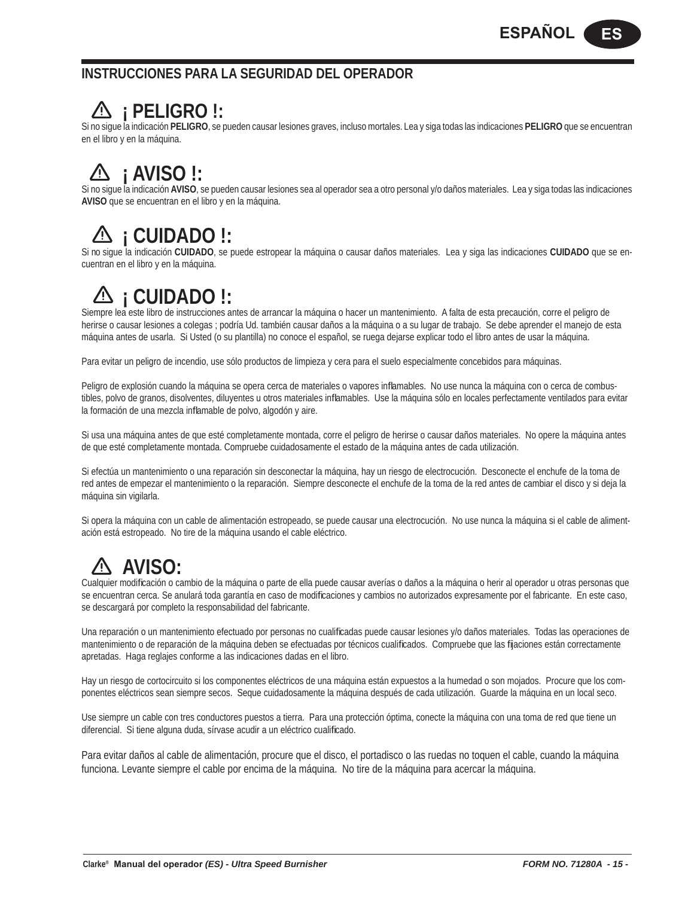## INSTRUCCIONES PARA LA SEGURIDAD DEL OPERADOR

### ⚠ ¡ PELIGRO !:

Si no sigue la indicación **PELIGRO**, se pueden causar lesiones graves, incluso mortales. Lea y siga todas las indicaciones **PELIGRO** que se encuentran en el libro y en la máquina.

### ⚠ ¡ AVISO !:

Si no sigue la indicación **AVISO**, se pueden causar lesiones sea al operador sea a otro personal y/o daños materiales. Lea y siga todas las indicaciones **AVISO** que se encuentran en el libro y en la máquina.

### ⚠ ¡ CUIDADO !:

Si no sigue la indicación **CUIDADO**, se puede estropear la máquina o causar daños materiales. Lea y siga las indicaciones **CUIDADO** que se encuentran en el libro y en la máquina.

### ⚠ ¡ CUIDADO !:

Siempre lea este libro de instrucciones antes de arrancar la máquina o hacer un mantenimiento. A falta de esta precaución, corre el peligro de herirse o causar lesiones a colegas ; podría Ud. también causar daños a la máquina o a su lugar de trabajo. Se debe aprender el manejo de esta máquina antes de usarla. Si Usted (o su plantilla) no conoce el español, se ruega dejarse explicar todo el libro antes de usar la máquina.

Para evitar un peligro de incendio, use sólo productos de limpieza y cera para el suelo especialmente concebidos para máquinas.

Peligro de explosión cuando la máquina se opera cerca de materiales o vapores inflamables. No use nunca la máquina con o cerca de combustibles, polvo de granos, disolventes, diluyentes u otros materiales inflamables. Use la máquina sólo en locales perfectamente ventilados para evitar la formación de una mezcla inflamable de polvo, algodón y aire.

Si usa una máquina antes de que esté completamente montada, corre el peligro de herirse o causar daños materiales. No opere la máquina antes de que esté completamente montada. Compruebe cuidadosamente el estado de la máquina antes de cada utilización.

Si efectúa un mantenimiento o una reparación sin desconectar la máquina, hay un riesgo de electrocución. Desconecte el enchufe de la toma de red antes de empezar el mantenimiento o la reparación. Siempre desconecte el enchufe de la toma de la red antes de cambiar el disco y si deja la máquina sin vigilarla.

Si opera la máquina con un cable de alimentación estropeado, se puede causar una electrocución. No use nunca la máquina si el cable de alimentación está estropeado. No tire de la máquina usando el cable eléctrico.

### ⚠ AVISO:

Cualquier modificación o cambio de la máquina o parte de ella puede causar averías o daños a la máquina o herir al operador u otras personas que se encuentran cerca. Se anulará toda garantía en caso de modificaciones y cambios no autorizados expresamente por el fabricante. En este caso, se descargará por completo la responsabilidad del fabricante.

Una reparación o un mantenimiento efectuado por personas no cualificadas puede causar lesiones y/o daños materiales. Todas las operaciones de mantenimiento o de reparación de la máquina deben se efectuadas por técnicos cualificados. Compruebe que las fijaciones están correctamente apretadas. Haga reglajes conforme a las indicaciones dadas en el libro.

Hay un riesgo de cortocircuito si los componentes eléctricos de una máquina están expuestos a la humedad o son mojados. Procure que los componentes eléctricos sean siempre secos. Seque cuidadosamente la máquina después de cada utilización. Guarde la máquina en un local seco.

Use siempre un cable con tres conductores puestos a tierra. Para una protección óptima, conecte la máquina con una toma de red que tiene un diferencial. Si tiene alguna duda, sírvase acudir a un eléctrico cualificado.

Para evitar daños al cable de alimentación, procure que el disco, el portadisco o las ruedas no toquen el cable, cuando la máquina funciona. Levante siempre el cable por encima de la máquina. No tire de la máquina para acercar la máquina.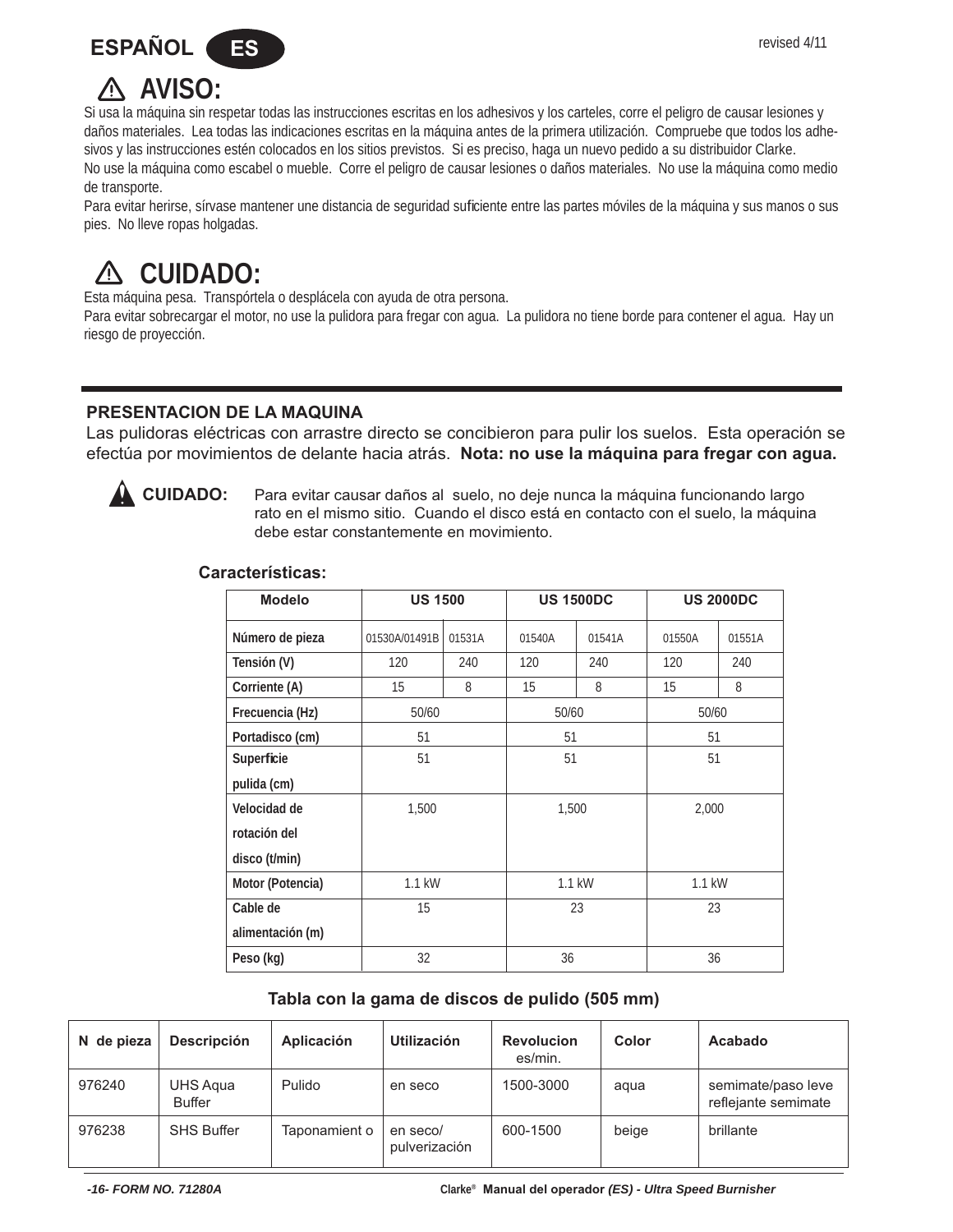# ESPAÑOL ES

## ⚠ AVISO:

Si usa la máquina sin respetar todas las instrucciones escritas en los adhesivos y los carteles, corre el peligro de causar lesiones y daños materiales. Lea todas las indicaciones escritas en la máquina antes de la primera utilización. Compruebe que todos los adhesivos y las instrucciones estén colocados en los sitios previstos. Si es preciso, haga un nuevo pedido a su distribuidor Clarke.

No use la máquina como escabel o mueble. Corre el peligro de causar lesiones o daños materiales. No use la máquina como medio de transporte.

Para evitar herirse, sírvase mantener une distancia de seguridad suficiente entre las partes móviles de la máquina y sus manos o sus pies. No lleve ropas holgadas.

## ⚠ CUIDADO:

Esta máquina pesa. Transpórtela o desplácela con ayuda de otra persona.

Para evitar sobrecargar el motor, no use la pulidora para fregar con agua. La pulidora no tiene borde para contener el agua. Hay un riesgo de proyección.

---

### PRESENTACION DE LA MAQUINA

Las pulidoras eléctricas con arrastre directo se concibieron para pulir los suelos. Esta operación se efectúa por movimientos de delante hacia atrás. **Nota: no use la máquina para fregar con agua.**

**CUIDADO:** Para evitar causar daños al suelo, no deje nunca la máquina funcionando largo rato en el mismo sitio. Cuando el disco está en contacto con el suelo, la máquina debe estar constantemente en movimiento.

**Características:**

| Modelo | US 1500 | | US 1500DC | | US 2000DC | |
|---|---|---|---|---|---|---|
| Número de pieza | 01530A/01491B | 01531A | 01540A | 01541A | 01550A | 01551A |
| Tensión (V) | 120 | 240 | 120 | 240 | 120 | 240 |
| Corriente (A) | 15 | 8 | 15 | 8 | 15 | 8 |
| Frecuencia (Hz) | 50/60 | | 50/60 | | 50/60 | |
| Portadisco (cm) | 51 | | 51 | | 51 | |
| Superficie pulida (cm) | 51 | | 51 | | 51 | |
| Velocidad de rotación del disco (t/min) | 1,500 | | 1,500 | | 2,000 | |
| Motor (Potencia) | 1.1 kW | | 1.1 kW | | 1.1 kW | |
| Cable de alimentación (m) | 15 | | 23 | | 23 | |
| Peso (kg) | 32 | | 36 | | 36 | |

**Tabla con la gama de discos de pulido (505 mm)**

| N de pieza | Descripción | Aplicación | Utilización | Revoluciones/min. | Color | Acabado |
|---|---|---|---|---|---|---|
| 976240 | UHS Aqua Buffer | Pulido | en seco | 1500-3000 | aqua | semimate/paso leve reflejante semimate |
| 976238 | SHS Buffer | Taponamient o | en seco/ pulverización | 600-1500 | beige | brillante |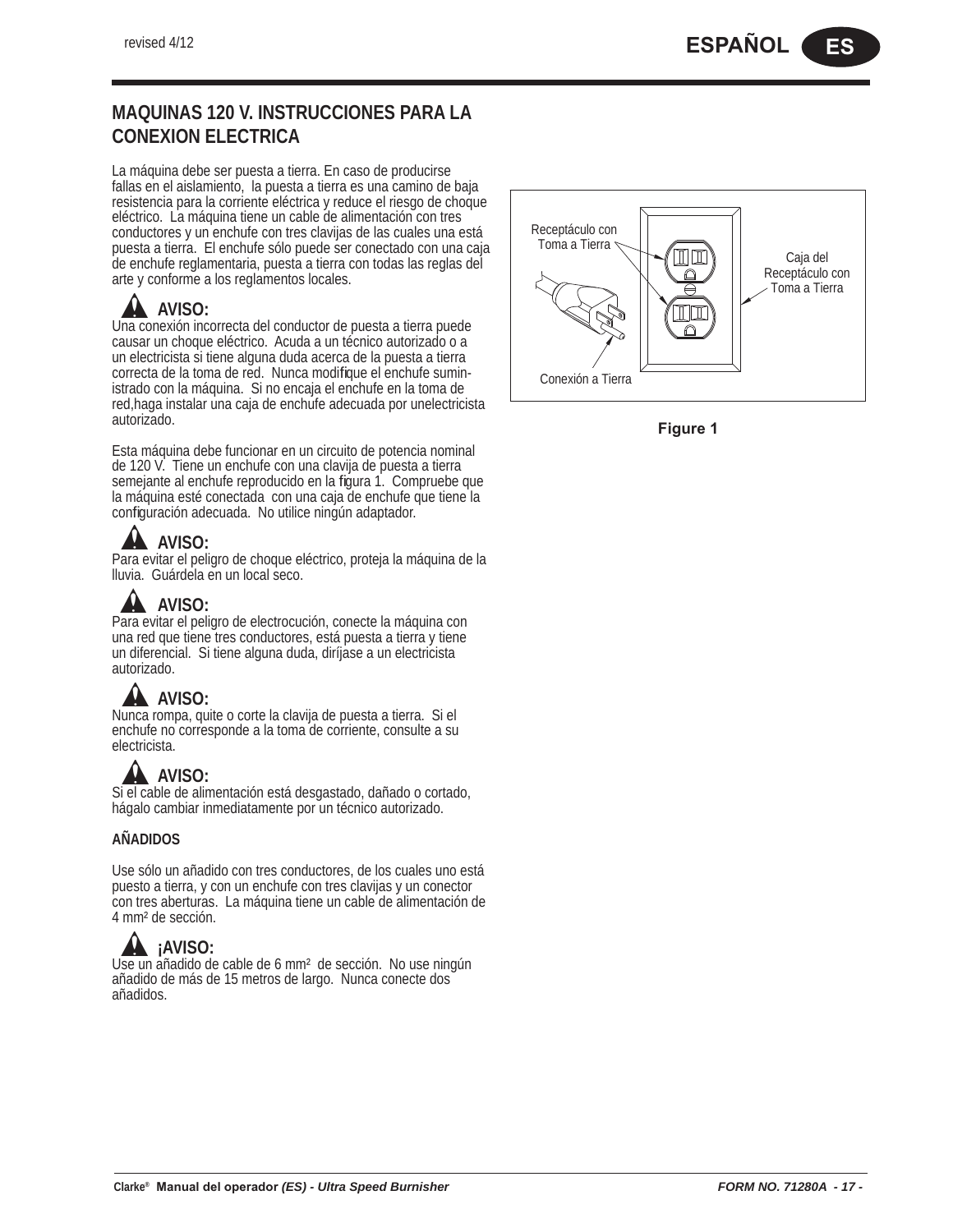## MAQUINAS 120 V. INSTRUCCIONES PARA LA CONEXION ELECTRICA

La máquina debe ser puesta a tierra. En caso de producirse fallas en el aislamiento, la puesta a tierra es una camino de baja resistencia para la corriente eléctrica y reduce el riesgo de choque eléctrico. La máquina tiene un cable de alimentación con tres conductores y un enchufe con tres clavijas de las cuales una está puesta a tierra. El enchufe sólo puede ser conectado con una caja de enchufe reglamentaria, puesta a tierra con todas las reglas del arte y conforme a los reglamentos locales.

**AVISO:**
Una conexión incorrecta del conductor de puesta a tierra puede causar un choque eléctrico. Acuda a un técnico autorizado o a un electricista si tiene alguna duda acerca de la puesta a tierra correcta de la toma de red. Nunca modifique el enchufe suministrado con la máquina. Si no encaja el enchufe en la toma de red,haga instalar una caja de enchufe adecuada por unelectricista autorizado.

Esta máquina debe funcionar en un circuito de potencia nominal de 120 V. Tiene un enchufe con una clavija de puesta a tierra semejante al enchufe reproducido en la figura 1. Compruebe que la máquina esté conectada con una caja de enchufe que tiene la configuración adecuada. No utilice ningún adaptador.

Receptáculo con Toma a Tierra

Caja del Receptáculo con Toma a Tierra

Conexión a Tierra

Figure 1

**AVISO:**
Para evitar el peligro de choque eléctrico, proteja la máquina de la lluvia. Guárdela en un local seco.

**AVISO:**
Para evitar el peligro de electrocución, conecte la máquina con una red que tiene tres conductores, está puesta a tierra y tiene un diferencial. Si tiene alguna duda, diríjase a un electricista autorizado.

**AVISO:**
Nunca rompa, quite o corte la clavija de puesta a tierra. Si el enchufe no corresponde a la toma de corriente, consulte a su electricista.

**AVISO:**
Si el cable de alimentación está desgastado, dañado o cortado, hágalo cambiar inmediatamente por un técnico autorizado.

### AÑADIDOS

Use sólo un añadido con tres conductores, de los cuales uno está puesto a tierra, y con un enchufe con tres clavijas y un conector con tres aberturas. La máquina tiene un cable de alimentación de 4 mm² de sección.

**¡AVISO:**
Use un añadido de cable de 6 mm² de sección. No use ningún añadido de más de 15 metros de largo. Nunca conecte dos añadidos.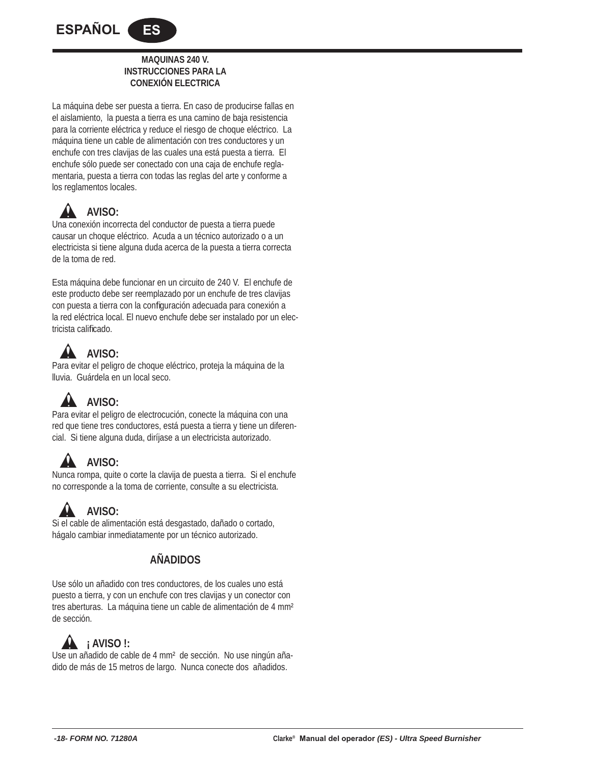## MAQUINAS 240 V. INSTRUCCIONES PARA LA CONEXIÓN ELECTRICA

La máquina debe ser puesta a tierra. En caso de producirse fallas en el aislamiento, la puesta a tierra es una camino de baja resistencia para la corriente eléctrica y reduce el riesgo de choque eléctrico. La máquina tiene un cable de alimentación con tres conductores y un enchufe con tres clavijas de las cuales una está puesta a tierra. El enchufe sólo puede ser conectado con una caja de enchufe reglamentaria, puesta a tierra con todas las reglas del arte y conforme a los reglamentos locales.

**AVISO:**
Una conexión incorrecta del conductor de puesta a tierra puede causar un choque eléctrico. Acuda a un técnico autorizado o a un electricista si tiene alguna duda acerca de la puesta a tierra correcta de la toma de red.

Esta máquina debe funcionar en un circuito de 240 V. El enchufe de este producto debe ser reemplazado por un enchufe de tres clavijas con puesta a tierra con la configuración adecuada para conexión a la red eléctrica local. El nuevo enchufe debe ser instalado por un electricista calificado.

**AVISO:**
Para evitar el peligro de choque eléctrico, proteja la máquina de la lluvia. Guárdela en un local seco.

**AVISO:**
Para evitar el peligro de electrocución, conecte la máquina con una red que tiene tres conductores, está puesta a tierra y tiene un diferencial. Si tiene alguna duda, diríjase a un electricista autorizado.

**AVISO:**
Nunca rompa, quite o corte la clavija de puesta a tierra. Si el enchufe no corresponde a la toma de corriente, consulte a su electricista.

**AVISO:**
Si el cable de alimentación está desgastado, dañado o cortado, hágalo cambiar inmediatamente por un técnico autorizado.

## AÑADIDOS

Use sólo un añadido con tres conductores, de los cuales uno está puesto a tierra, y con un enchufe con tres clavijas y un conector con tres aberturas. La máquina tiene un cable de alimentación de 4 mm² de sección.

**¡ AVISO !:**
Use un añadido de cable de 4 mm² de sección. No use ningún añadido de más de 15 metros de largo. Nunca conecte dos añadidos.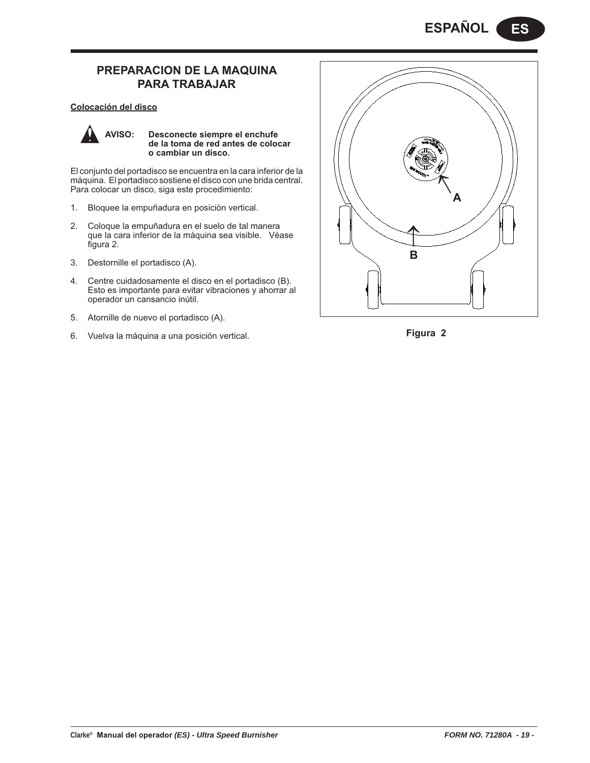## PREPARACION DE LA MAQUINA PARA TRABAJAR

**Colocación del disco**

**AVISO: Desconecte siempre el enchufe de la toma de red antes de colocar o cambiar un disco.**

El conjunto del portadisco se encuentra en la cara inferior de la máquina. El portadisco sostiene el disco con une brida central. Para colocar un disco, siga este procedimiento:

1. Bloquee la empuñadura en posición vertical.
2. Coloque la empuñadura en el suelo de tal manera que la cara inferior de la máquina sea visible. Véase figura 2.
3. Destornille el portadisco (A).
4. Centre cuidadosamente el disco en el portadisco (B). Esto es importante para evitar vibraciones y ahorrar al operador un cansancio inútil.
5. Atornille de nuevo el portadisco (A).
6. Vuelva la máquina a una posición vertical.

A

B

**Figura 2**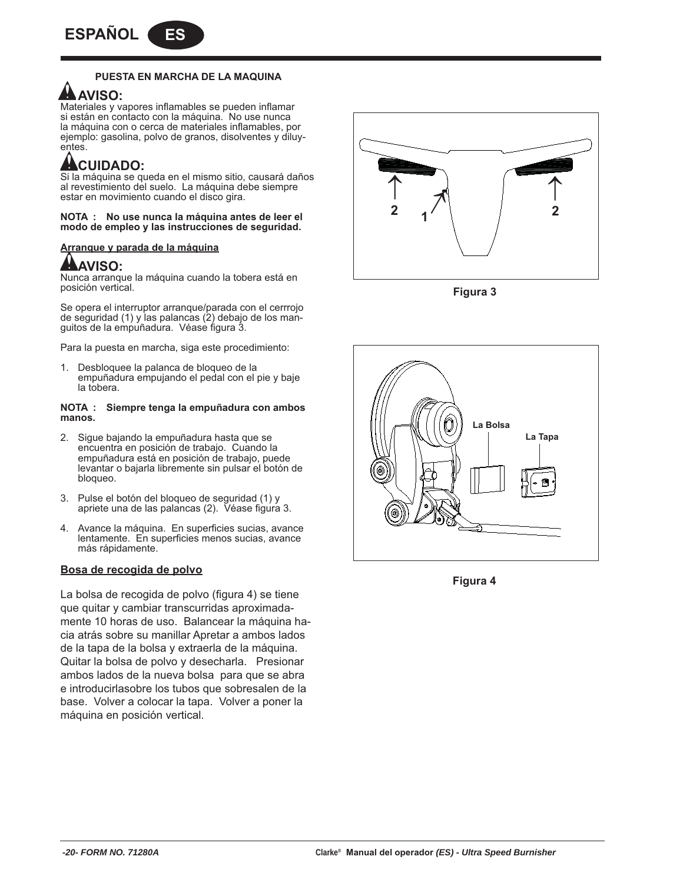#### PUESTA EN MARCHA DE LA MAQUINA

### AVISO:

Materiales y vapores inflamables se pueden inflamar si están en contacto con la máquina. No use nunca la máquina con o cerca de materiales inflamables, por ejemplo: gasolina, polvo de granos, disolventes y diluyentes.

### CUIDADO:

Si la máquina se queda en el mismo sitio, causará daños al revestimiento del suelo. La máquina debe siempre estar en movimiento cuando el disco gira.

**NOTA : No use nunca la máquina antes de leer el modo de empleo y las instrucciones de seguridad.**

**Arranque y parada de la máquina**

### AVISO:

Nunca arranque la máquina cuando la tobera está en posición vertical.

Se opera el interruptor arranque/parada con el cerrrojo de seguridad (1) y las palancas (2) debajo de los manguitos de la empuñadura. Véase figura 3.

Para la puesta en marcha, siga este procedimiento:

1. Desbloquee la palanca de bloqueo de la empuñadura empujando el pedal con el pie y baje la tobera.

**NOTA : Siempre tenga la empuñadura con ambos manos.**

2. Sigue bajando la empuñadura hasta que se encuentra en posición de trabajo. Cuando la empuñadura está en posición de trabajo, puede levantar o bajarla libremente sin pulsar el botón de bloqueo.
3. Pulse el botón del bloqueo de seguridad (1) y apriete una de las palancas (2). Véase figura 3.
4. Avance la máquina. En superficies sucias, avance lentamente. En superficies menos sucias, avance más rápidamente.

**Bosa de recogida de polvo**

La bolsa de recogida de polvo (figura 4) se tiene que quitar y cambiar transcurridas aproximadamente 10 horas de uso. Balancear la máquina hacia atrás sobre su manillar Apretar a ambos lados de la tapa de la bolsa y extraerla de la máquina. Quitar la bolsa de polvo y desecharla. Presionar ambos lados de la nueva bolsa para que se abra e introducirlasobre los tubos que sobresalen de la base. Volver a colocar la tapa. Volver a poner la máquina en posición vertical.

2 1 2

Figura 3

La Bolsa

La Tapa

Figura 4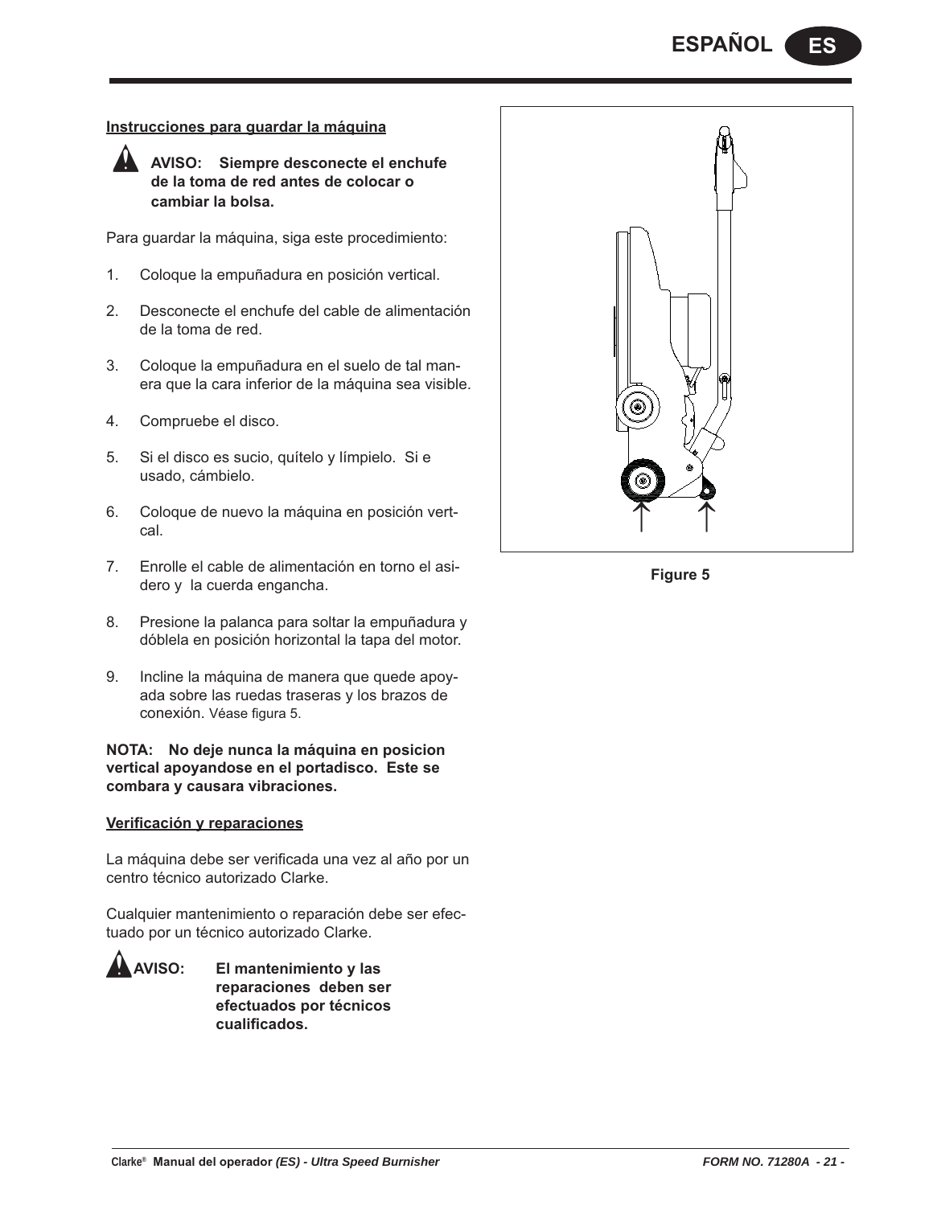## Instrucciones para guardar la máquina

**AVISO: Siempre desconecte el enchufe de la toma de red antes de colocar o cambiar la bolsa.**

Para guardar la máquina, siga este procedimiento:

1. Coloque la empuñadura en posición vertical.
2. Desconecte el enchufe del cable de alimentación de la toma de red.
3. Coloque la empuñadura en el suelo de tal manera que la cara inferior de la máquina sea visible.
4. Compruebe el disco.
5. Si el disco es sucio, quítelo y límpielo. Si e usado, cámbielo.
6. Coloque de nuevo la máquina en posición vertcal.
7. Enrolle el cable de alimentación en torno el asidero y la cuerda engancha.
8. Presione la palanca para soltar la empuñadura y dóblela en posición horizontal la tapa del motor.
9. Incline la máquina de manera que quede apoyada sobre las ruedas traseras y los brazos de conexión. Véase figura 5.

**NOTA: No deje nunca la máquina en posicion vertical apoyandose en el portadisco. Este se combara y causara vibraciones.**

## Verificación y reparaciones

La máquina debe ser verificada una vez al año por un centro técnico autorizado Clarke.

Cualquier mantenimiento o reparación debe ser efectuado por un técnico autorizado Clarke.

**AVISO: El mantenimiento y las reparaciones deben ser efectuados por técnicos cualificados.**

Figure 5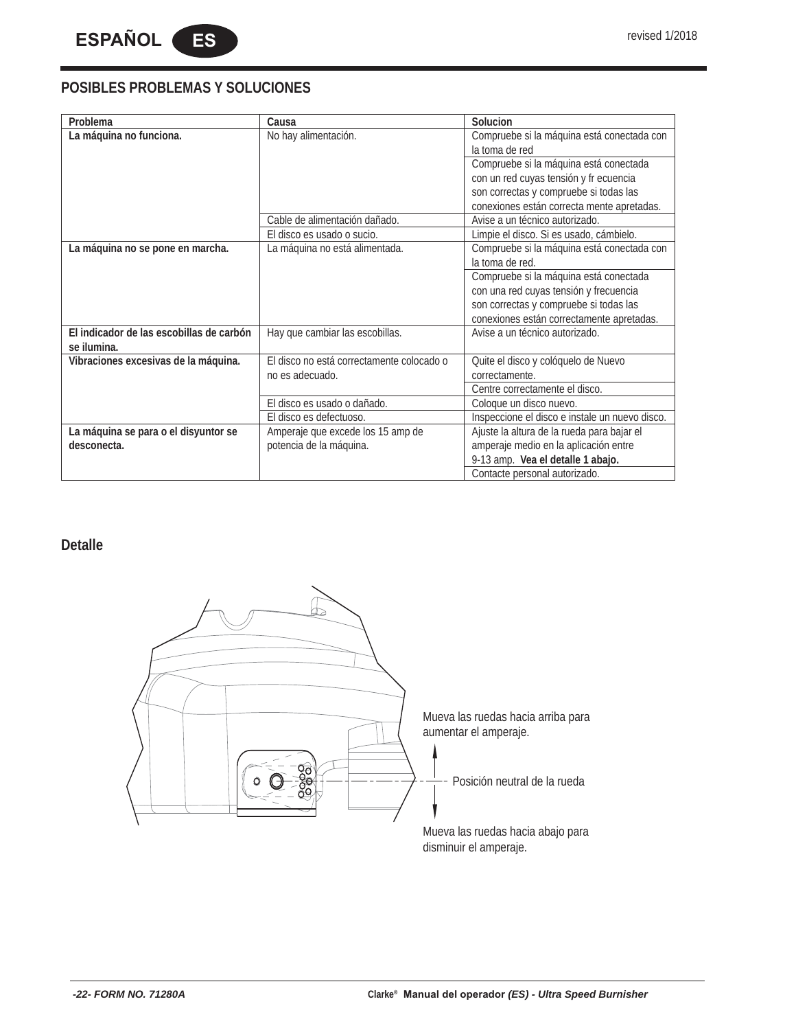## POSIBLES PROBLEMAS Y SOLUCIONES

| Problema | Causa | Solucion |
|---|---|---|
| **La máquina no funciona.** | No hay alimentación. | Compruebe si la máquina está conectada con la toma de red |
| | | Compruebe si la máquina está conectada con un red cuyas tensión y fr ecuencia son correctas y compruebe si todas las conexiones están correcta mente apretadas. |
| | Cable de alimentación dañado. | Avise a un técnico autorizado. |
| | El disco es usado o sucio. | Limpie el disco. Si es usado, cámbielo. |
| **La máquina no se pone en marcha.** | La máquina no está alimentada. | Compruebe si la máquina está conectada con la toma de red. |
| | | Compruebe si la máquina está conectada con una red cuyas tensión y frecuencia son correctas y compruebe si todas las conexiones están correctamente apretadas. |
| **El indicador de las escobillas de carbón se ilumina.** | Hay que cambiar las escobillas. | Avise a un técnico autorizado. |
| **Vibraciones excesivas de la máquina.** | El disco no está correctamente colocado o no es adecuado. | Quite el disco y colóquelo de Nuevo correctamente. |
| | | Centre correctamente el disco. |
| | El disco es usado o dañado. | Coloque un disco nuevo. |
| | El disco es defectuoso. | Inspeccione el disco e instale un nuevo disco. |
| **La máquina se para o el disyuntor se desconecta.** | Amperaje que excede los 15 amp de potencia de la máquina. | Ajuste la altura de la rueda para bajar el amperaje medio en la aplicación entre 9-13 amp. **Vea el detalle 1 abajo.** |
| | | Contacte personal autorizado. |

### Detalle

Mueva las ruedas hacia arriba para aumentar el amperaje.

Posición neutral de la rueda

Mueva las ruedas hacia abajo para disminuir el amperaje.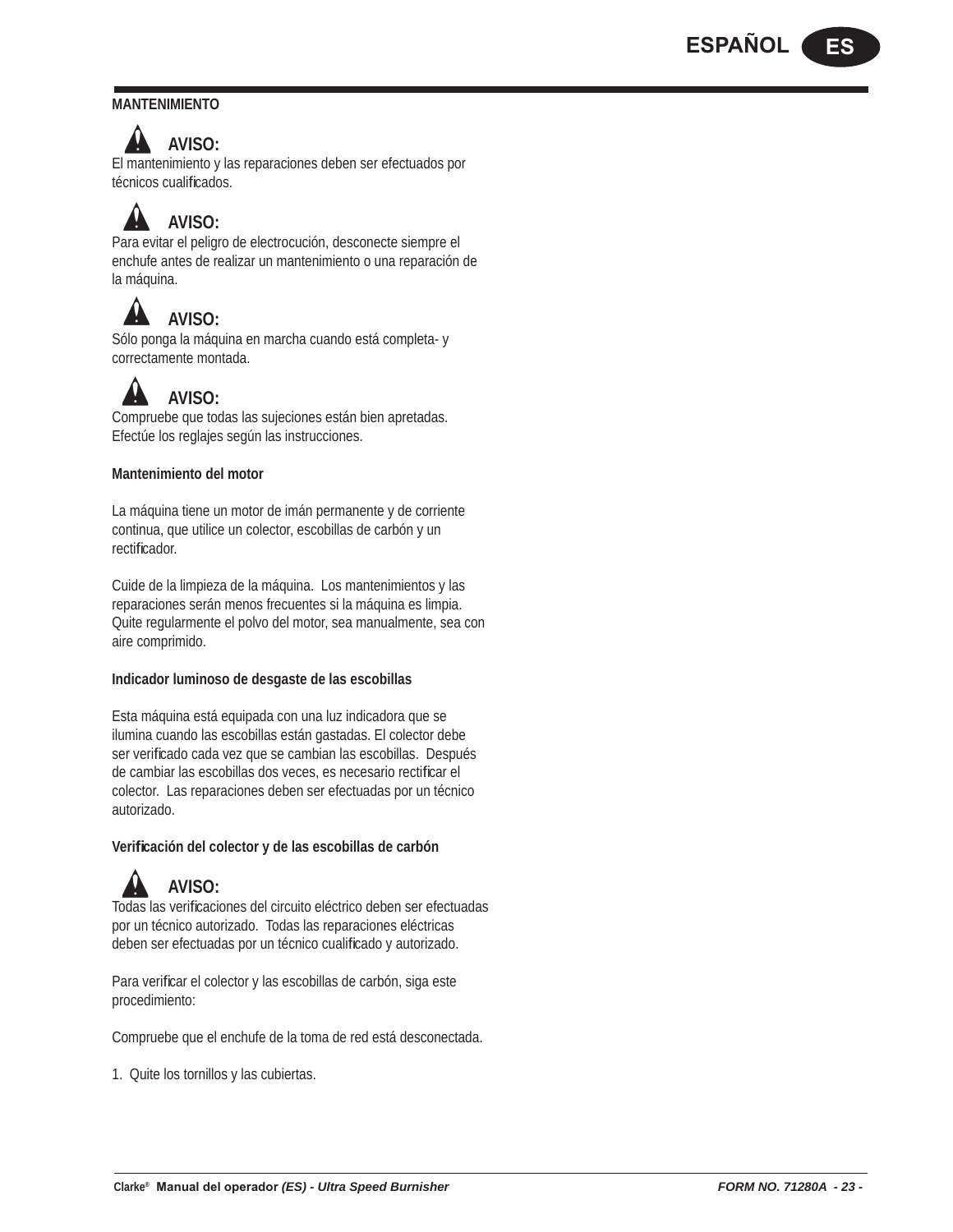## MANTENIMIENTO

⚠ **AVISO:**
El mantenimiento y las reparaciones deben ser efectuados por técnicos cualificados.

⚠ **AVISO:**
Para evitar el peligro de electrocución, desconecte siempre el enchufe antes de realizar un mantenimiento o una reparación de la máquina.

⚠ **AVISO:**
Sólo ponga la máquina en marcha cuando está completa- y correctamente montada.

⚠ **AVISO:**
Compruebe que todas las sujeciones están bien apretadas. Efectúe los reglajes según las instrucciones.

### Mantenimiento del motor

La máquina tiene un motor de imán permanente y de corriente continua, que utilice un colector, escobillas de carbón y un rectificador.

Cuide de la limpieza de la máquina. Los mantenimientos y las reparaciones serán menos frecuentes si la máquina es limpia. Quite regularmente el polvo del motor, sea manualmente, sea con aire comprimido.

### Indicador luminoso de desgaste de las escobillas

Esta máquina está equipada con una luz indicadora que se ilumina cuando las escobillas están gastadas. El colector debe ser verificado cada vez que se cambian las escobillas. Después de cambiar las escobillas dos veces, es necesario rectificar el colector. Las reparaciones deben ser efectuadas por un técnico autorizado.

### Verificación del colector y de las escobillas de carbón

⚠ **AVISO:**
Todas las verificaciones del circuito eléctrico deben ser efectuadas por un técnico autorizado. Todas las reparaciones eléctricas deben ser efectuadas por un técnico cualificado y autorizado.

Para verificar el colector y las escobillas de carbón, siga este procedimiento:

Compruebe que el enchufe de la toma de red está desconectada.

1. Quite los tornillos y las cubiertas.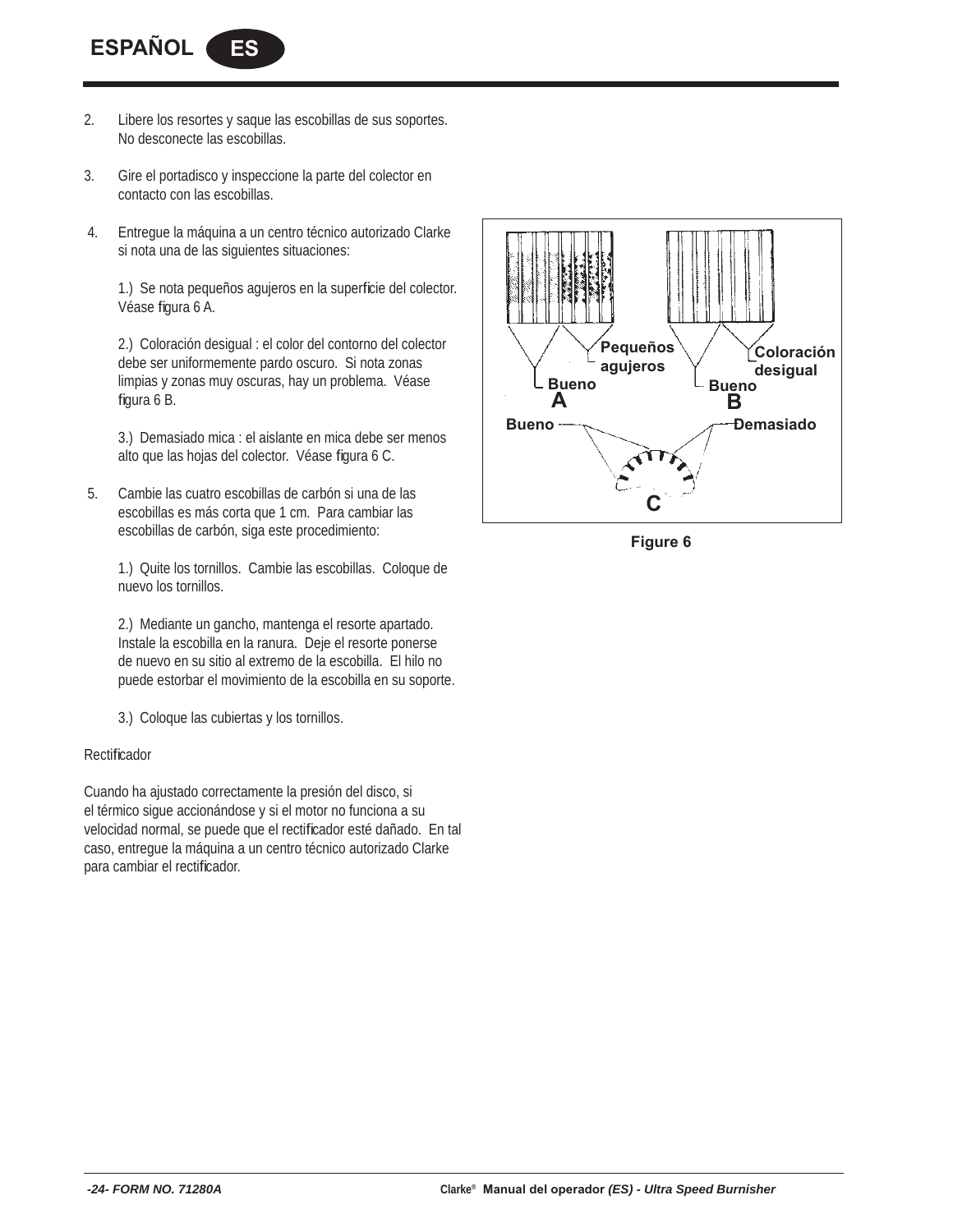2. Libere los resortes y saque las escobillas de sus soportes. No desconecte las escobillas.

3. Gire el portadisco y inspeccione la parte del colector en contacto con las escobillas.

4. Entregue la máquina a un centro técnico autorizado Clarke si nota una de las siguientes situaciones:

   1.) Se nota pequeños agujeros en la superficie del colector. Véase figura 6 A.

   2.) Coloración desigual : el color del contorno del colector debe ser uniformemente pardo oscuro. Si nota zonas limpias y zonas muy oscuras, hay un problema. Véase figura 6 B.

   3.) Demasiado mica : el aislante en mica debe ser menos alto que las hojas del colector. Véase figura 6 C.

5. Cambie las cuatro escobillas de carbón si una de las escobillas es más corta que 1 cm. Para cambiar las escobillas de carbón, siga este procedimiento:

   1.) Quite los tornillos. Cambie las escobillas. Coloque de nuevo los tornillos.

   2.) Mediante un gancho, mantenga el resorte apartado. Instale la escobilla en la ranura. Deje el resorte ponerse de nuevo en su sitio al extremo de la escobilla. El hilo no puede estorbar el movimiento de la escobilla en su soporte.

   3.) Coloque las cubiertas y los tornillos.

Pequeños agujeros — Bueno — A

Coloración desigual — Bueno — B

Bueno — Demasiado — C

Figure 6

Rectificador

Cuando ha ajustado correctamente la presión del disco, si el térmico sigue accionándose y si el motor no funciona a su velocidad normal, se puede que el rectificador esté dañado. En tal caso, entregue la máquina a un centro técnico autorizado Clarke para cambiar el rectificador.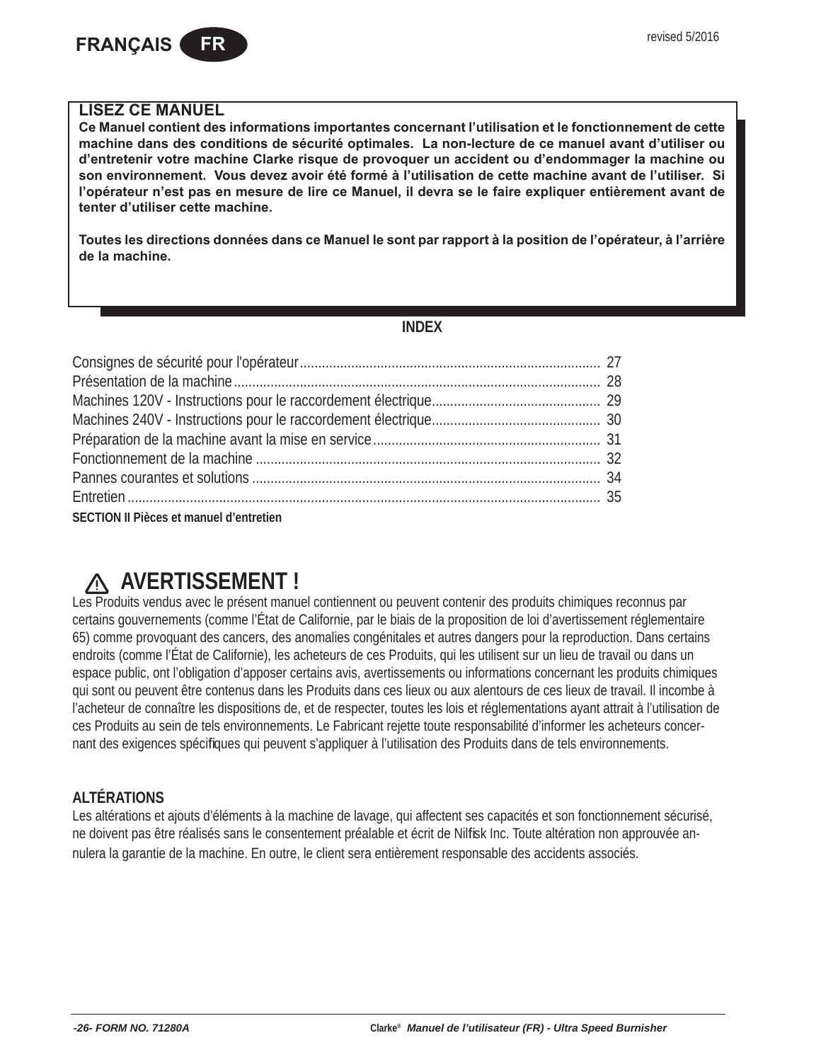## LISEZ CE MANUEL

**Ce Manuel contient des informations importantes concernant l'utilisation et le fonctionnement de cette machine dans des conditions de sécurité optimales. La non-lecture de ce manuel avant d'utiliser ou d'entretenir votre machine Clarke risque de provoquer un accident ou d'endommager la machine ou son environnement. Vous devez avoir été formé à l'utilisation de cette machine avant de l'utiliser. Si l'opérateur n'est pas en mesure de lire ce Manuel, il devra se le faire expliquer entièrement avant de tenter d'utiliser cette machine.**

**Toutes les directions données dans ce Manuel le sont par rapport à la position de l'opérateur, à l'arrière de la machine.**

## INDEX

| | |
|---|---|
| Consignes de sécurité pour l'opérateur | 27 |
| Présentation de la machine | 28 |
| Machines 120V - Instructions pour le raccordement électrique | 29 |
| Machines 240V - Instructions pour le raccordement électrique | 30 |
| Préparation de la machine avant la mise en service | 31 |
| Fonctionnement de la machine | 32 |
| Pannes courantes et solutions | 34 |
| Entretien | 35 |

**SECTION II Pièces et manuel d'entretien**

## ⚠ AVERTISSEMENT !

Les Produits vendus avec le présent manuel contiennent ou peuvent contenir des produits chimiques reconnus par certains gouvernements (comme l'État de Californie, par le biais de la proposition de loi d'avertissement réglementaire 65) comme provoquant des cancers, des anomalies congénitales et autres dangers pour la reproduction. Dans certains endroits (comme l'État de Californie), les acheteurs de ces Produits, qui les utilisent sur un lieu de travail ou dans un espace public, ont l'obligation d'apposer certains avis, avertissements ou informations concernant les produits chimiques qui sont ou peuvent être contenus dans les Produits dans ces lieux ou aux alentours de ces lieux de travail. Il incombe à l'acheteur de connaître les dispositions de, et de respecter, toutes les lois et réglementations ayant attrait à l'utilisation de ces Produits au sein de tels environnements. Le Fabricant rejette toute responsabilité d'informer les acheteurs concernant des exigences spécifiques qui peuvent s'appliquer à l'utilisation des Produits dans de tels environnements.

### ALTÉRATIONS

Les altérations et ajouts d'éléments à la machine de lavage, qui affectent ses capacités et son fonctionnement sécurisé, ne doivent pas être réalisés sans le consentement préalable et écrit de Nilfisk Inc. Toute altération non approuvée annulera la garantie de la machine. En outre, le client sera entièrement responsable des accidents associés.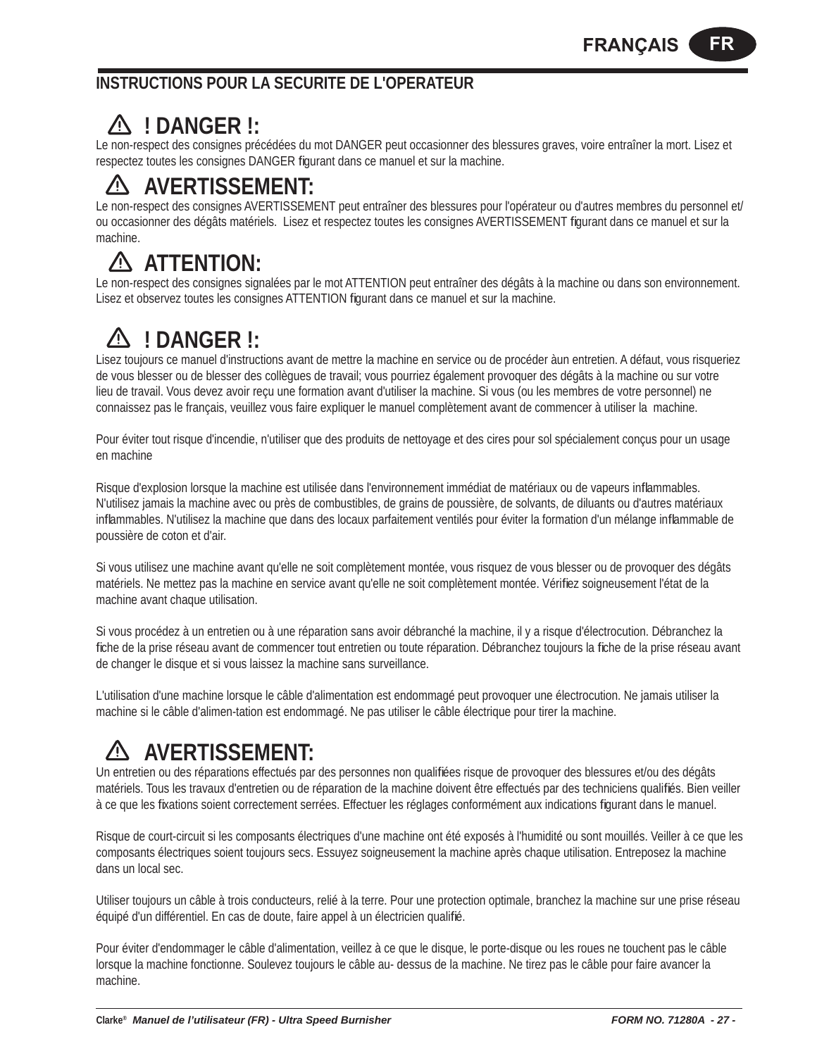## INSTRUCTIONS POUR LA SECURITE DE L'OPERATEUR

### ⚠ ! DANGER !:

Le non-respect des consignes précédées du mot DANGER peut occasionner des blessures graves, voire entraîner la mort. Lisez et respectez toutes les consignes DANGER figurant dans ce manuel et sur la machine.

### ⚠ AVERTISSEMENT:

Le non-respect des consignes AVERTISSEMENT peut entraîner des blessures pour l'opérateur ou d'autres membres du personnel et/ou occasionner des dégâts matériels. Lisez et respectez toutes les consignes AVERTISSEMENT figurant dans ce manuel et sur la machine.

### ⚠ ATTENTION:

Le non-respect des consignes signalées par le mot ATTENTION peut entraîner des dégâts à la machine ou dans son environnement. Lisez et observez toutes les consignes ATTENTION figurant dans ce manuel et sur la machine.

### ⚠ ! DANGER !:

Lisez toujours ce manuel d'instructions avant de mettre la machine en service ou de procéder àun entretien. A défaut, vous risqueriez de vous blesser ou de blesser des collègues de travail; vous pourriez également provoquer des dégâts à la machine ou sur votre lieu de travail. Vous devez avoir reçu une formation avant d'utiliser la machine. Si vous (ou les membres de votre personnel) ne connaissez pas le français, veuillez vous faire expliquer le manuel complètement avant de commencer à utiliser la machine.

Pour éviter tout risque d'incendie, n'utiliser que des produits de nettoyage et des cires pour sol spécialement conçus pour un usage en machine

Risque d'explosion lorsque la machine est utilisée dans l'environnement immédiat de matériaux ou de vapeurs inflammables. N'utilisez jamais la machine avec ou près de combustibles, de grains de poussière, de solvants, de diluants ou d'autres matériaux inflammables. N'utilisez la machine que dans des locaux parfaitement ventilés pour éviter la formation d'un mélange inflammable de poussière de coton et d'air.

Si vous utilisez une machine avant qu'elle ne soit complètement montée, vous risquez de vous blesser ou de provoquer des dégâts matériels. Ne mettez pas la machine en service avant qu'elle ne soit complètement montée. Vérifiez soigneusement l'état de la machine avant chaque utilisation.

Si vous procédez à un entretien ou à une réparation sans avoir débranché la machine, il y a risque d'électrocution. Débranchez la fiche de la prise réseau avant de commencer tout entretien ou toute réparation. Débranchez toujours la fiche de la prise réseau avant de changer le disque et si vous laissez la machine sans surveillance.

L'utilisation d'une machine lorsque le câble d'alimentation est endommagé peut provoquer une électrocution. Ne jamais utiliser la machine si le câble d'alimen-tation est endommagé. Ne pas utiliser le câble électrique pour tirer la machine.

### ⚠ AVERTISSEMENT:

Un entretien ou des réparations effectués par des personnes non qualifiées risque de provoquer des blessures et/ou des dégâts matériels. Tous les travaux d'entretien ou de réparation de la machine doivent être effectués par des techniciens qualifiés. Bien veiller à ce que les fixations soient correctement serrées. Effectuer les réglages conformément aux indications figurant dans le manuel.

Risque de court-circuit si les composants électriques d'une machine ont été exposés à l'humidité ou sont mouillés. Veiller à ce que les composants électriques soient toujours secs. Essuyez soigneusement la machine après chaque utilisation. Entreposez la machine dans un local sec.

Utiliser toujours un câble à trois conducteurs, relié à la terre. Pour une protection optimale, branchez la machine sur une prise réseau équipé d'un différentiel. En cas de doute, faire appel à un électricien qualifié.

Pour éviter d'endommager le câble d'alimentation, veillez à ce que le disque, le porte-disque ou les roues ne touchent pas le câble lorsque la machine fonctionne. Soulevez toujours le câble au- dessus de la machine. Ne tirez pas le câble pour faire avancer la machine.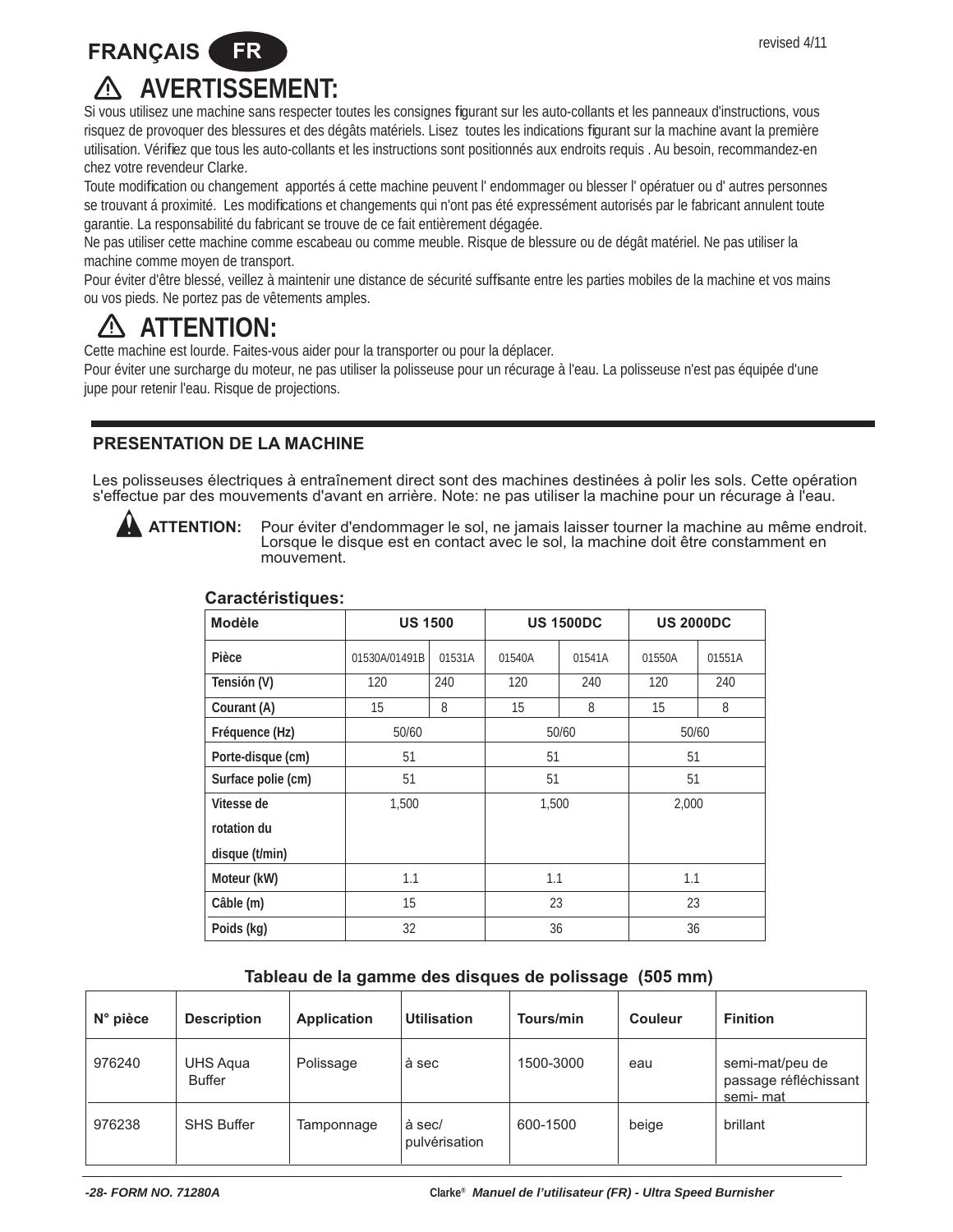FRANÇAIS FR

revised 4/11

# ⚠ AVERTISSEMENT:

Si vous utilisez une machine sans respecter toutes les consignes figurant sur les auto-collants et les panneaux d'instructions, vous risquez de provoquer des blessures et des dégâts matériels. Lisez  toutes les indications figurant sur la machine avant la première utilisation. Vérifiez que tous les auto-collants et les instructions sont positionnés aux endroits requis . Au besoin, recommandez-en chez votre revendeur Clarke.

Toute modification ou changement  apportés á cette machine peuvent l' endommager ou blesser l' opératuer ou d' autres personnes se trouvant á proximité.  Les modifications et changements qui n'ont pas été expressément autorisés par le fabricant annulent toute garantie. La responsabilité du fabricant se trouve de ce fait entièrement dégagée.

Ne pas utiliser cette machine comme escabeau ou comme meuble. Risque de blessure ou de dégât matériel. Ne pas utiliser la machine comme moyen de transport.

Pour éviter d'être blessé, veillez à maintenir une distance de sécurité suffisante entre les parties mobiles de la machine et vos mains ou vos pieds. Ne portez pas de vêtements amples.

# ⚠ ATTENTION:

Cette machine est lourde. Faites-vous aider pour la transporter ou pour la déplacer.

Pour éviter une surcharge du moteur, ne pas utiliser la polisseuse pour un récurage à l'eau. La polisseuse n'est pas équipée d'une jupe pour retenir l'eau. Risque de projections.

## PRESENTATION DE LA MACHINE

Les polisseuses électriques à entraînement direct sont des machines destinées à polir les sols. Cette opération s'effectue par des mouvements d'avant en arrière. Note: ne pas utiliser la machine pour un récurage à l'eau.

**⚠ ATTENTION:** Pour éviter d'endommager le sol, ne jamais laisser tourner la machine au même endroit. Lorsque le disque est en contact avec le sol, la machine doit être constamment en mouvement.

### Caractéristiques:

| Modèle | US 1500 | | US 1500DC | | US 2000DC | |
|---|---|---|---|---|---|---|
| Pièce | 01530A/01491B | 01531A | 01540A | 01541A | 01550A | 01551A |
| Tensión (V) | 120 | 240 | 120 | 240 | 120 | 240 |
| Courant (A) | 15 | 8 | 15 | 8 | 15 | 8 |
| Fréquence (Hz) | 50/60 | | 50/60 | | 50/60 | |
| Porte-disque (cm) | 51 | | 51 | | 51 | |
| Surface polie (cm) | 51 | | 51 | | 51 | |
| Vitesse de rotation du disque (t/min) | 1,500 | | 1,500 | | 2,000 | |
| Moteur (kW) | 1.1 | | 1.1 | | 1.1 | |
| Câble (m) | 15 | | 23 | | 23 | |
| Poids (kg) | 32 | | 36 | | 36 | |

### Tableau de la gamme des disques de polissage  (505 mm)

| N° pièce | Description | Application | Utilisation | Tours/min | Couleur | Finition |
|---|---|---|---|---|---|---|
| 976240 | UHS Aqua Buffer | Polissage | à sec | 1500-3000 | eau | semi-mat/peu de passage réfléchissant semi- mat |
| 976238 | SHS Buffer | Tamponnage | à sec/ pulvérisation | 600-1500 | beige | brillant |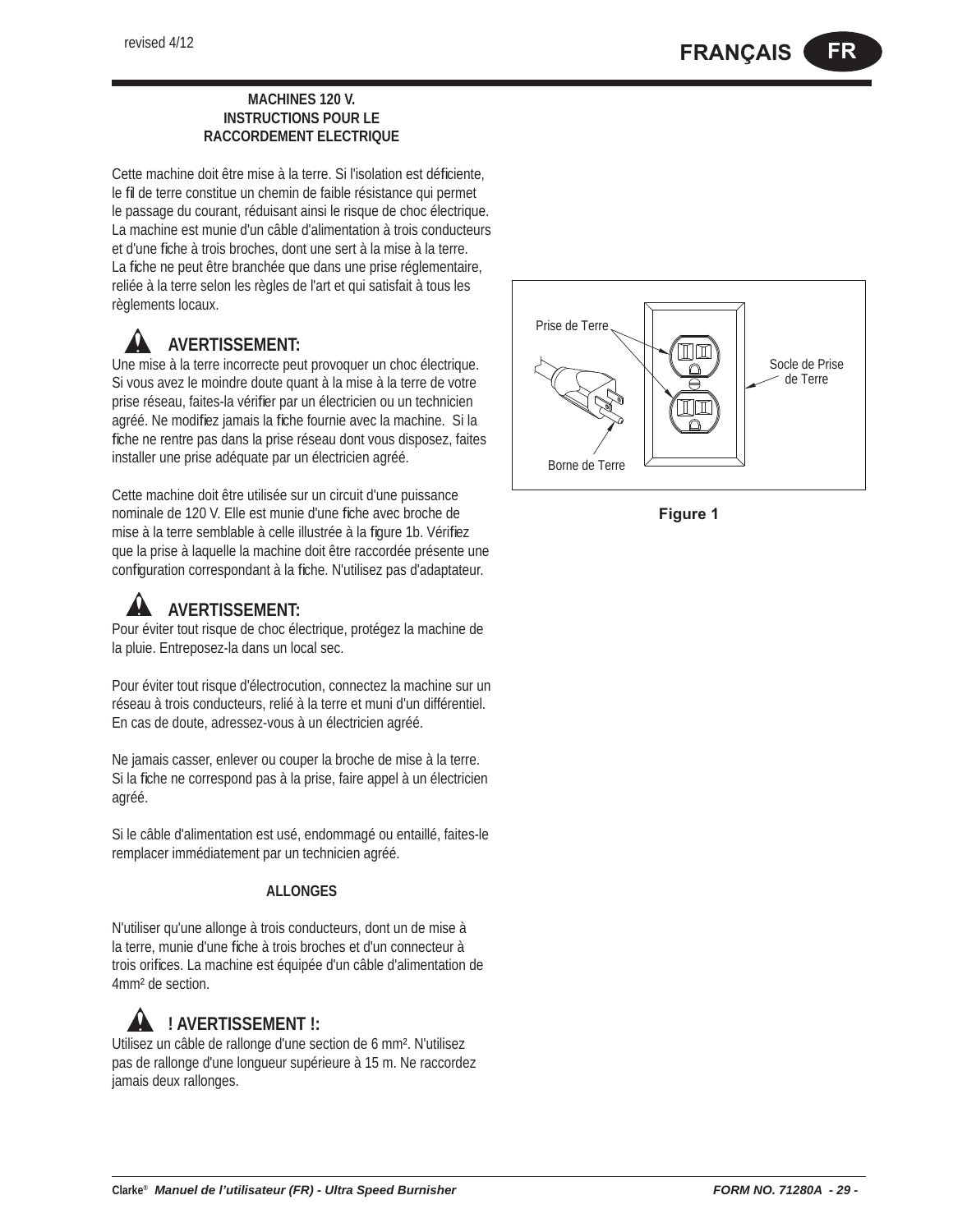**MACHINES 120 V.**
**INSTRUCTIONS POUR LE**
**RACCORDEMENT ELECTRIQUE**

Cette machine doit être mise à la terre. Si l'isolation est déficiente, le fil de terre constitue un chemin de faible résistance qui permet le passage du courant, réduisant ainsi le risque de choc électrique. La machine est munie d'un câble d'alimentation à trois conducteurs et d'une fiche à trois broches, dont une sert à la mise à la terre. La fiche ne peut être branchée que dans une prise réglementaire, reliée à la terre selon les règles de l'art et qui satisfait à tous les règlements locaux.

### AVERTISSEMENT:

Une mise à la terre incorrecte peut provoquer un choc électrique. Si vous avez le moindre doute quant à la mise à la terre de votre prise réseau, faites-la vérifier par un électricien ou un technicien agréé. Ne modifiez jamais la fiche fournie avec la machine. Si la fiche ne rentre pas dans la prise réseau dont vous disposez, faites installer une prise adéquate par un électricien agréé.

Cette machine doit être utilisée sur un circuit d'une puissance nominale de 120 V. Elle est munie d'une fiche avec broche de mise à la terre semblable à celle illustrée à la figure 1b. Vérifiez que la prise à laquelle la machine doit être raccordée présente une configuration correspondant à la fiche. N'utilisez pas d'adaptateur.

Prise de Terre

Socle de Prise de Terre

Borne de Terre

**Figure 1**

### AVERTISSEMENT:

Pour éviter tout risque de choc électrique, protégez la machine de la pluie. Entreposez-la dans un local sec.

Pour éviter tout risque d'électrocution, connectez la machine sur un réseau à trois conducteurs, relié à la terre et muni d'un différentiel. En cas de doute, adressez-vous à un électricien agréé.

Ne jamais casser, enlever ou couper la broche de mise à la terre. Si la fiche ne correspond pas à la prise, faire appel à un électricien agréé.

Si le câble d'alimentation est usé, endommagé ou entaillé, faites-le remplacer immédiatement par un technicien agréé.

**ALLONGES**

N'utiliser qu'une allonge à trois conducteurs, dont un de mise à la terre, munie d'une fiche à trois broches et d'un connecteur à trois orifices. La machine est équipée d'un câble d'alimentation de 4mm² de section.

### ! AVERTISSEMENT !:

Utilisez un câble de rallonge d'une section de 6 mm². N'utilisez pas de rallonge d'une longueur supérieure à 15 m. Ne raccordez jamais deux rallonges.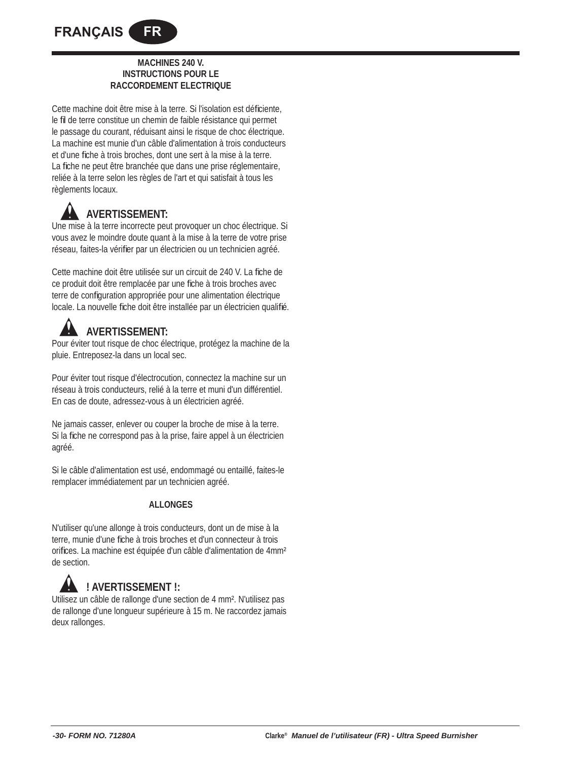## MACHINES 240 V. INSTRUCTIONS POUR LE RACCORDEMENT ELECTRIQUE

Cette machine doit être mise à la terre. Si l'isolation est déficiente, le fil de terre constitue un chemin de faible résistance qui permet le passage du courant, réduisant ainsi le risque de choc électrique. La machine est munie d'un câble d'alimentation à trois conducteurs et d'une fiche à trois broches, dont une sert à la mise à la terre. La fiche ne peut être branchée que dans une prise réglementaire, reliée à la terre selon les règles de l'art et qui satisfait à tous les règlements locaux.

**AVERTISSEMENT:**
Une mise à la terre incorrecte peut provoquer un choc électrique. Si vous avez le moindre doute quant à la mise à la terre de votre prise réseau, faites-la vérifier par un électricien ou un technicien agréé.

Cette machine doit être utilisée sur un circuit de 240 V. La fiche de ce produit doit être remplacée par une fiche à trois broches avec terre de configuration appropriée pour une alimentation électrique locale. La nouvelle fiche doit être installée par un électricien qualifié.

**AVERTISSEMENT:**
Pour éviter tout risque de choc électrique, protégez la machine de la pluie. Entreposez-la dans un local sec.

Pour éviter tout risque d'électrocution, connectez la machine sur un réseau à trois conducteurs, relié à la terre et muni d'un différentiel. En cas de doute, adressez-vous à un électricien agréé.

Ne jamais casser, enlever ou couper la broche de mise à la terre. Si la fiche ne correspond pas à la prise, faire appel à un électricien agréé.

Si le câble d'alimentation est usé, endommagé ou entaillé, faites-le remplacer immédiatement par un technicien agréé.

## ALLONGES

N'utiliser qu'une allonge à trois conducteurs, dont un de mise à la terre, munie d'une fiche à trois broches et d'un connecteur à trois orifices. La machine est équipée d'un câble d'alimentation de 4mm² de section.

**! AVERTISSEMENT !:**
Utilisez un câble de rallonge d'une section de 4 mm². N'utilisez pas de rallonge d'une longueur supérieure à 15 m. Ne raccordez jamais deux rallonges.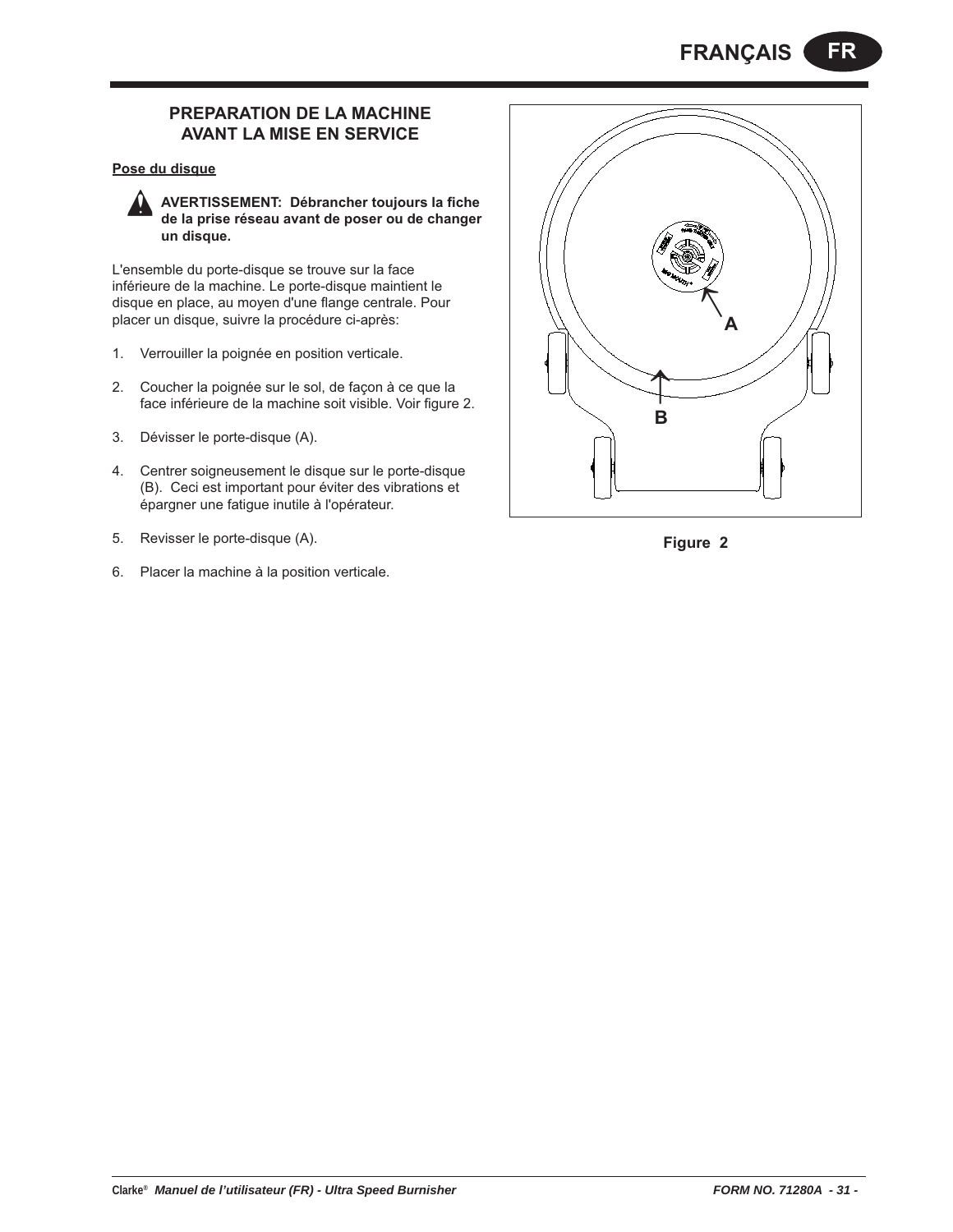## PREPARATION DE LA MACHINE AVANT LA MISE EN SERVICE

**Pose du disque**

**AVERTISSEMENT: Débrancher toujours la fiche de la prise réseau avant de poser ou de changer un disque.**

L'ensemble du porte-disque se trouve sur la face inférieure de la machine. Le porte-disque maintient le disque en place, au moyen d'une flange centrale. Pour placer un disque, suivre la procédure ci-après:

1. Verrouiller la poignée en position verticale.
2. Coucher la poignée sur le sol, de façon à ce que la face inférieure de la machine soit visible. Voir figure 2.
3. Dévisser le porte-disque (A).
4. Centrer soigneusement le disque sur le porte-disque (B). Ceci est important pour éviter des vibrations et épargner une fatigue inutile à l'opérateur.
5. Revisser le porte-disque (A).
6. Placer la machine à la position verticale.

Figure 2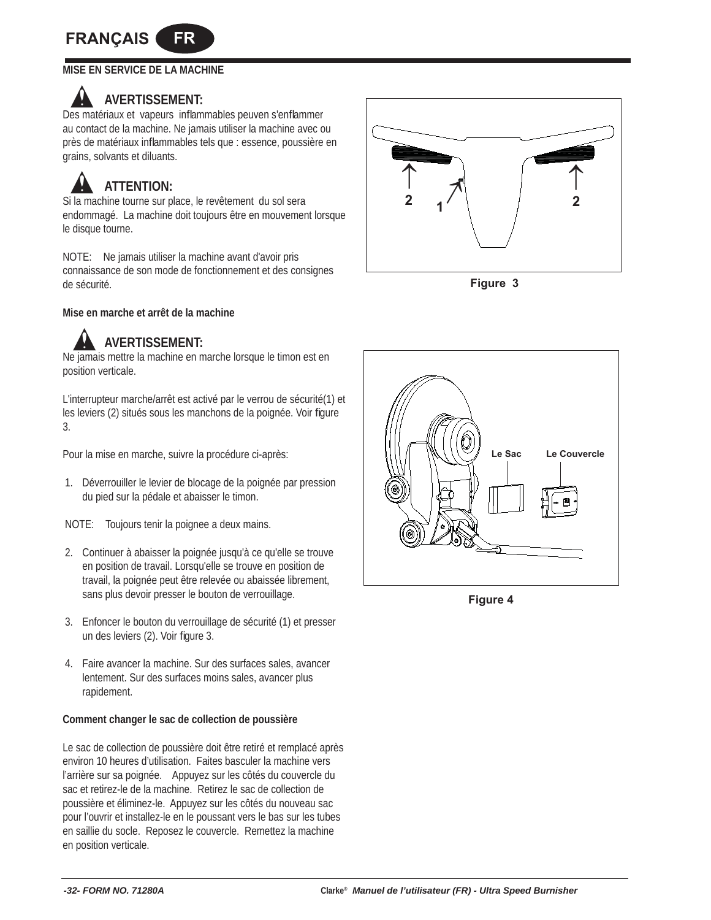## MISE EN SERVICE DE LA MACHINE

**AVERTISSEMENT:**
Des matériaux et vapeurs inflammables peuven s'enflammer au contact de la machine. Ne jamais utiliser la machine avec ou près de matériaux inflammables tels que : essence, poussière en grains, solvants et diluants.

**ATTENTION:**
Si la machine tourne sur place, le revêtement du sol sera endommagé. La machine doit toujours être en mouvement lorsque le disque tourne.

NOTE: Ne jamais utiliser la machine avant d'avoir pris connaissance de son mode de fonctionnement et des consignes de sécurité.

### Mise en marche et arrêt de la machine

**AVERTISSEMENT:**
Ne jamais mettre la machine en marche lorsque le timon est en position verticale.

L'interrupteur marche/arrêt est activé par le verrou de sécurité(1) et les leviers (2) situés sous les manchons de la poignée. Voir figure 3.

Pour la mise en marche, suivre la procédure ci-après:

1. Déverrouiller le levier de blocage de la poignée par pression du pied sur la pédale et abaisser le timon.

NOTE: Toujours tenir la poignee a deux mains.

2. Continuer à abaisser la poignée jusqu'à ce qu'elle se trouve en position de travail. Lorsqu'elle se trouve en position de travail, la poignée peut être relevée ou abaissée librement, sans plus devoir presser le bouton de verrouillage.
3. Enfoncer le bouton du verrouillage de sécurité (1) et presser un des leviers (2). Voir figure 3.
4. Faire avancer la machine. Sur des surfaces sales, avancer lentement. Sur des surfaces moins sales, avancer plus rapidement.

### Comment changer le sac de collection de poussière

Le sac de collection de poussière doit être retiré et remplacé après environ 10 heures d'utilisation. Faites basculer la machine vers l'arrière sur sa poignée. Appuyez sur les côtés du couvercle du sac et retirez-le de la machine. Retirez le sac de collection de poussière et éliminez-le. Appuyez sur les côtés du nouveau sac pour l'ouvrir et installez-le en le poussant vers le bas sur les tubes en saillie du socle. Reposez le couvercle. Remettez la machine en position verticale.

2 1 2

Figure 3

Le Sac Le Couvercle

Figure 4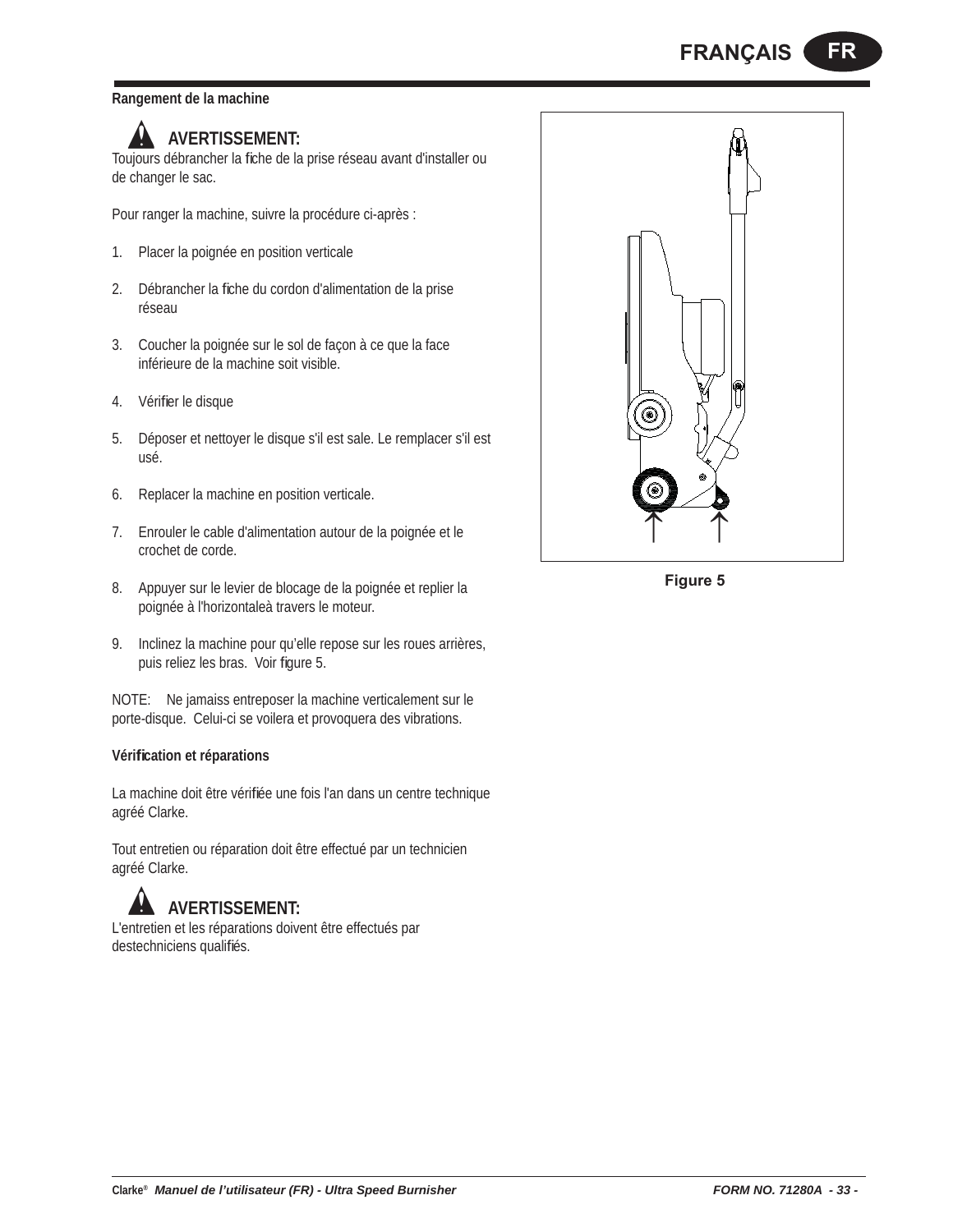### Rangement de la machine

**AVERTISSEMENT:**
Toujours débrancher la fiche de la prise réseau avant d'installer ou de changer le sac.

Pour ranger la machine, suivre la procédure ci-après :

1. Placer la poignée en position verticale
2. Débrancher la fiche du cordon d'alimentation de la prise réseau
3. Coucher la poignée sur le sol de façon à ce que la face inférieure de la machine soit visible.
4. Vérifier le disque
5. Déposer et nettoyer le disque s'il est sale. Le remplacer s'il est usé.
6. Replacer la machine en position verticale.
7. Enrouler le cable d'alimentation autour de la poignée et le crochet de corde.
8. Appuyer sur le levier de blocage de la poignée et replier la poignée à l'horizontaleà travers le moteur.
9. Inclinez la machine pour qu'elle repose sur les roues arrières, puis reliez les bras. Voir figure 5.

NOTE: Ne jamaiss entreposer la machine verticalement sur le porte-disque. Celui-ci se voilera et provoquera des vibrations.

Figure 5

### Vérification et réparations

La machine doit être vérifiée une fois l'an dans un centre technique agréé Clarke.

Tout entretien ou réparation doit être effectué par un technicien agréé Clarke.

**AVERTISSEMENT:**
L'entretien et les réparations doivent être effectués par destechniciens qualifiés.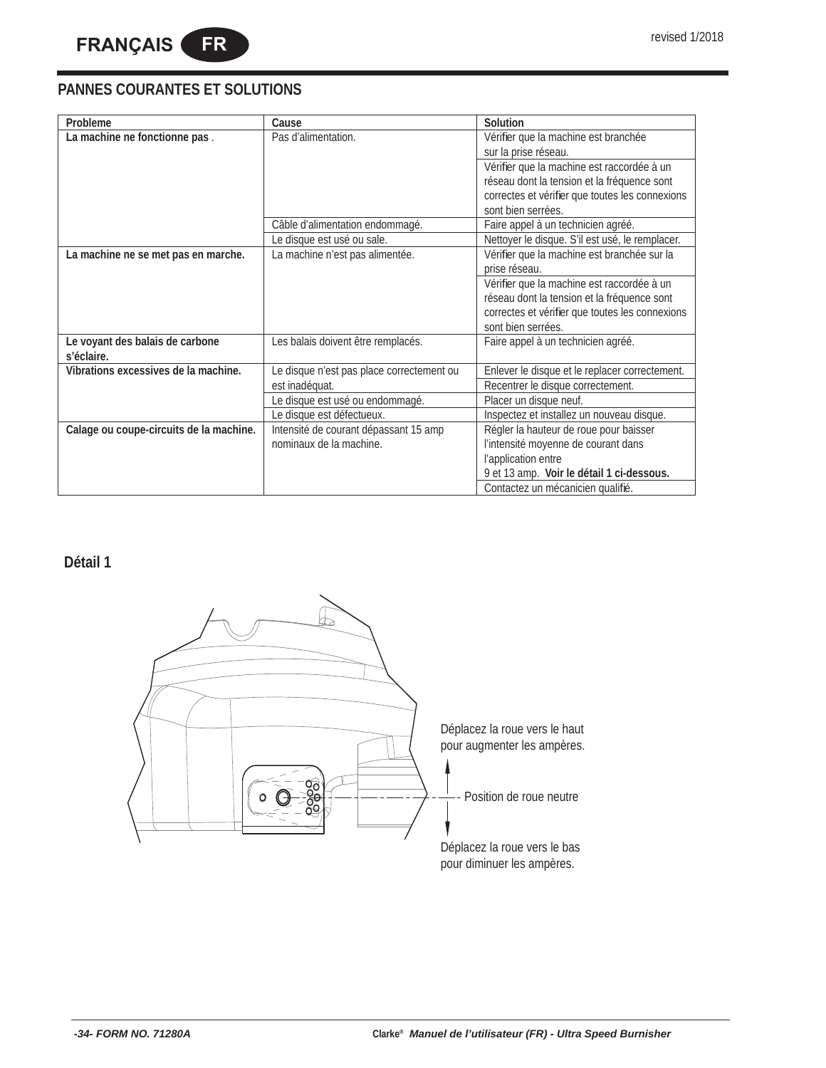## PANNES COURANTES ET SOLUTIONS

| Probleme | Cause | Solution |
|---|---|---|
| **La machine ne fonctionne pas** . | Pas d'alimentation. | Vérifier que la machine est branchée sur la prise réseau. |
| | | Vérifier que la machine est raccordée à un réseau dont la tension et la fréquence sont correctes et vérifier que toutes les connexions sont bien serrées. |
| | Câble d'alimentation endommagé. | Faire appel à un technicien agréé. |
| | Le disque est usé ou sale. | Nettoyer le disque. S'il est usé, le remplacer. |
| **La machine ne se met pas en marche.** | La machine n'est pas alimentée. | Vérifier que la machine est branchée sur la prise réseau. |
| | | Vérifier que la machine est raccordée à un réseau dont la tension et la fréquence sont correctes et vérifier que toutes les connexions sont bien serrées. |
| **Le voyant des balais de carbone s'éclaire.** | Les balais doivent être remplacés. | Faire appel à un technicien agréé. |
| **Vibrations excessives de la machine.** | Le disque n'est pas place correctement ou est inadéquat. | Enlever le disque et le replacer correctement. |
| | | Recentrer le disque correctement. |
| | Le disque est usé ou endommagé. | Placer un disque neuf. |
| | Le disque est défectueux. | Inspectez et installez un nouveau disque. |
| **Calage ou coupe-circuits de la machine.** | Intensité de courant dépassant 15 amp nominaux de la machine. | Régler la hauteur de roue pour baisser l'intensité moyenne de courant dans l'application entre 9 et 13 amp. **Voir le détail 1 ci-dessous.** |
| | | Contactez un mécanicien qualifié. |

**Détail 1**

Déplacez la roue vers le haut pour augmenter les ampères.

Position de roue neutre

Déplacez la roue vers le bas pour diminuer les ampères.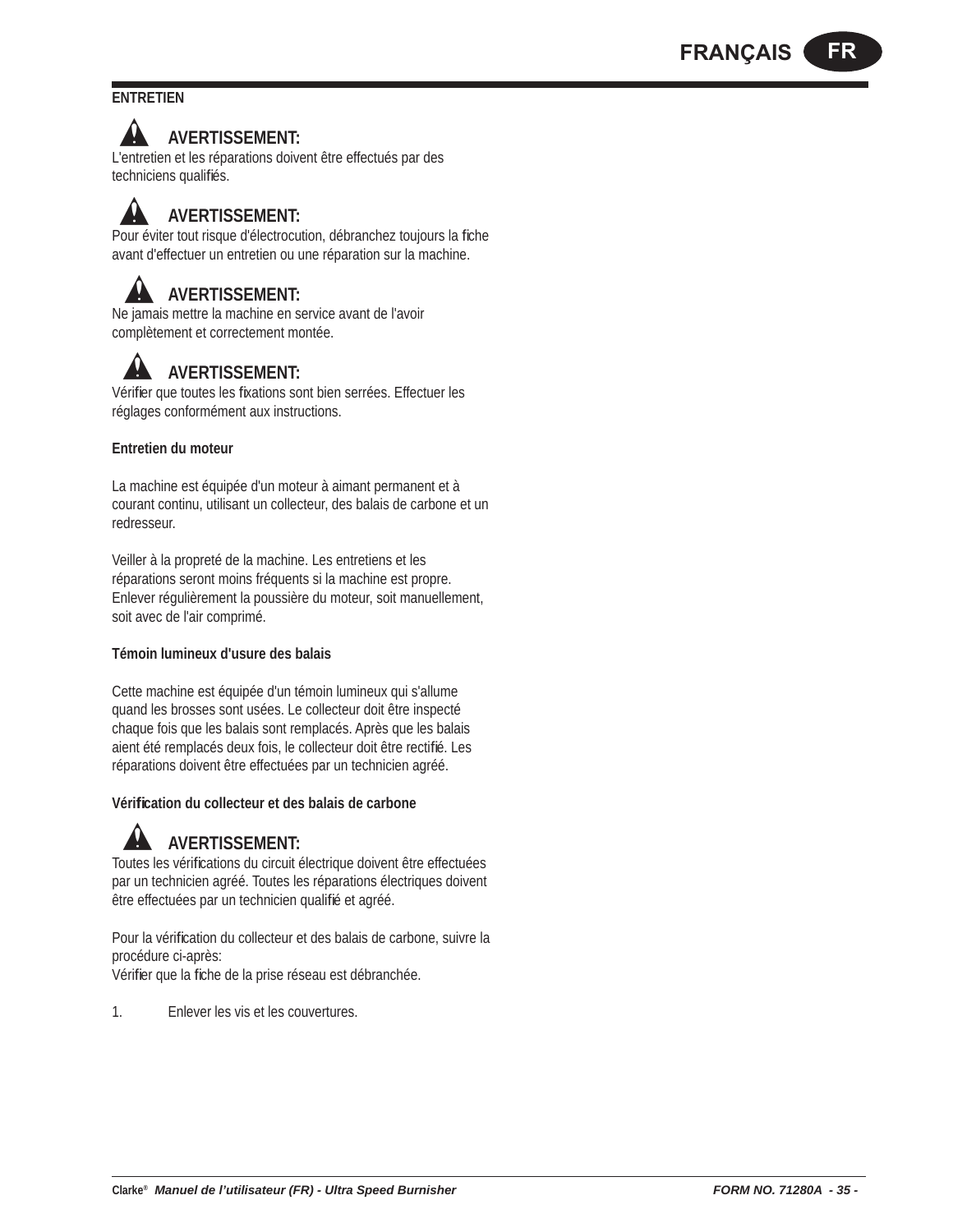## ENTRETIEN

**AVERTISSEMENT:**
L'entretien et les réparations doivent être effectués par des techniciens qualifiés.

**AVERTISSEMENT:**
Pour éviter tout risque d'électrocution, débranchez toujours la fiche avant d'effectuer un entretien ou une réparation sur la machine.

**AVERTISSEMENT:**
Ne jamais mettre la machine en service avant de l'avoir complètement et correctement montée.

**AVERTISSEMENT:**
Vérifier que toutes les fixations sont bien serrées. Effectuer les réglages conformément aux instructions.

### Entretien du moteur

La machine est équipée d'un moteur à aimant permanent et à courant continu, utilisant un collecteur, des balais de carbone et un redresseur.

Veiller à la propreté de la machine. Les entretiens et les réparations seront moins fréquents si la machine est propre. Enlever régulièrement la poussière du moteur, soit manuellement, soit avec de l'air comprimé.

### Témoin lumineux d'usure des balais

Cette machine est équipée d'un témoin lumineux qui s'allume quand les brosses sont usées. Le collecteur doit être inspecté chaque fois que les balais sont remplacés. Après que les balais aient été remplacés deux fois, le collecteur doit être rectifié. Les réparations doivent être effectuées par un technicien agréé.

### Vérification du collecteur et des balais de carbone

**AVERTISSEMENT:**
Toutes les vérifications du circuit électrique doivent être effectuées par un technicien agréé. Toutes les réparations électriques doivent être effectuées par un technicien qualifié et agréé.

Pour la vérification du collecteur et des balais de carbone, suivre la procédure ci-après:
Vérifier que la fiche de la prise réseau est débranchée.

1. Enlever les vis et les couvertures.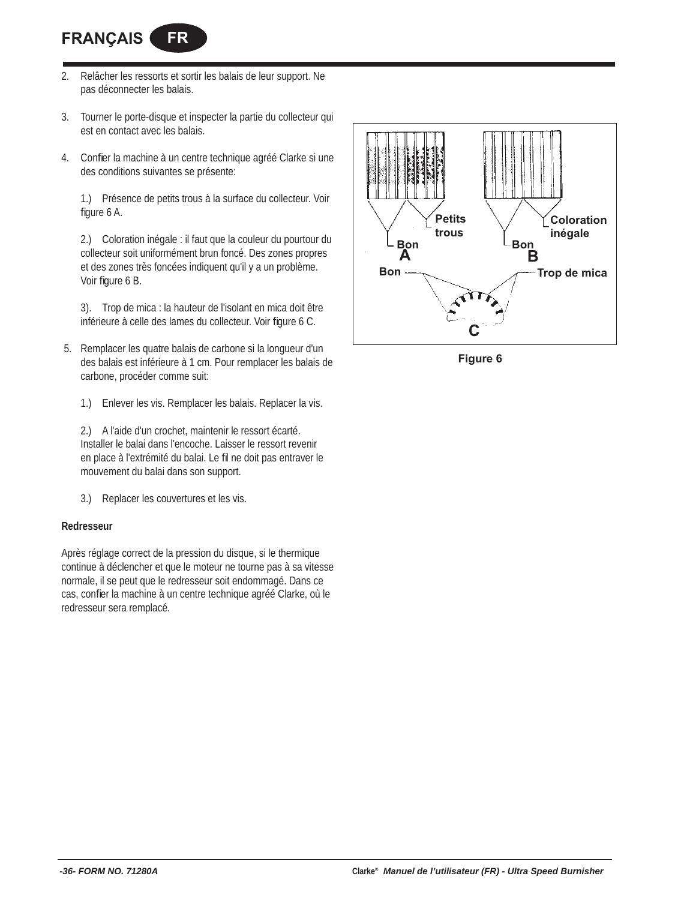2. Relâcher les ressorts et sortir les balais de leur support. Ne pas déconnecter les balais.

3. Tourner le porte-disque et inspecter la partie du collecteur qui est en contact avec les balais.

4. Confier la machine à un centre technique agréé Clarke si une des conditions suivantes se présente:

   1.) Présence de petits trous à la surface du collecteur. Voir figure 6 A.

   2.) Coloration inégale : il faut que la couleur du pourtour du collecteur soit uniformément brun foncé. Des zones propres et des zones très foncées indiquent qu'il y a un problème. Voir figure 6 B.

   3). Trop de mica : la hauteur de l'isolant en mica doit être inférieure à celle des lames du collecteur. Voir figure 6 C.

5. Remplacer les quatre balais de carbone si la longueur d'un des balais est inférieure à 1 cm. Pour remplacer les balais de carbone, procéder comme suit:

   1.) Enlever les vis. Remplacer les balais. Replacer la vis.

   2.) A l'aide d'un crochet, maintenir le ressort écarté. Installer le balai dans l'encoche. Laisser le ressort revenir en place à l'extrémité du balai. Le fil ne doit pas entraver le mouvement du balai dans son support.

   3.) Replacer les couvertures et les vis.

**Redresseur**

Après réglage correct de la pression du disque, si le thermique continue à déclencher et que le moteur ne tourne pas à sa vitesse normale, il se peut que le redresseur soit endommagé. Dans ce cas, confier la machine à un centre technique agréé Clarke, où le redresseur sera remplacé.

Figure 6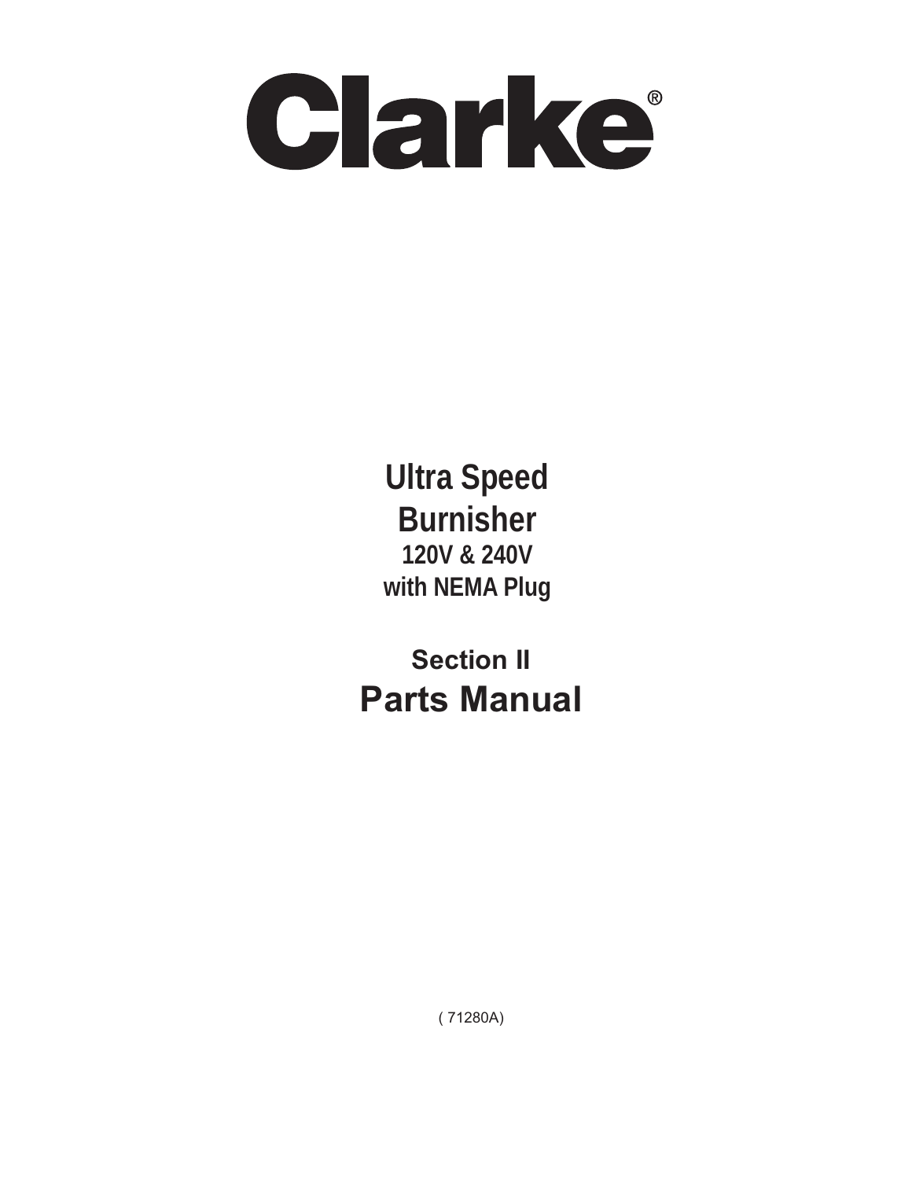# Clarke®

## Ultra Speed Burnisher

**120V & 240V**

**with NEMA Plug**

### Section II

# Parts Manual

( 71280A)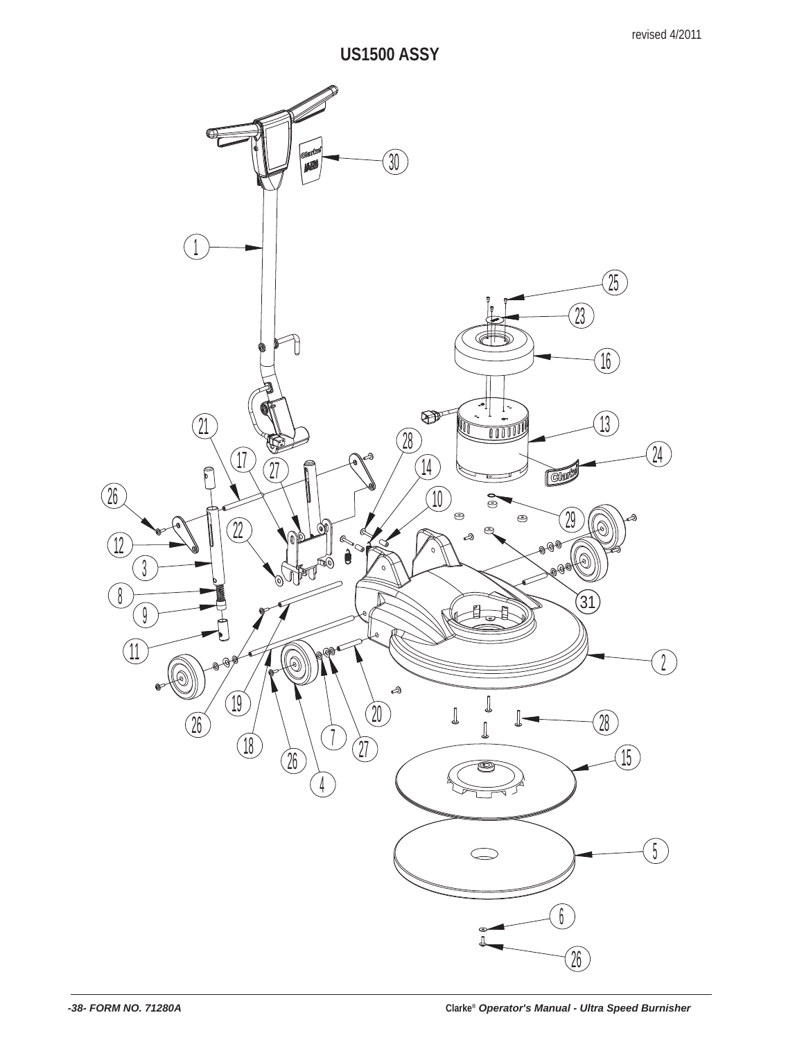revised 4/2011

# US1500 ASSY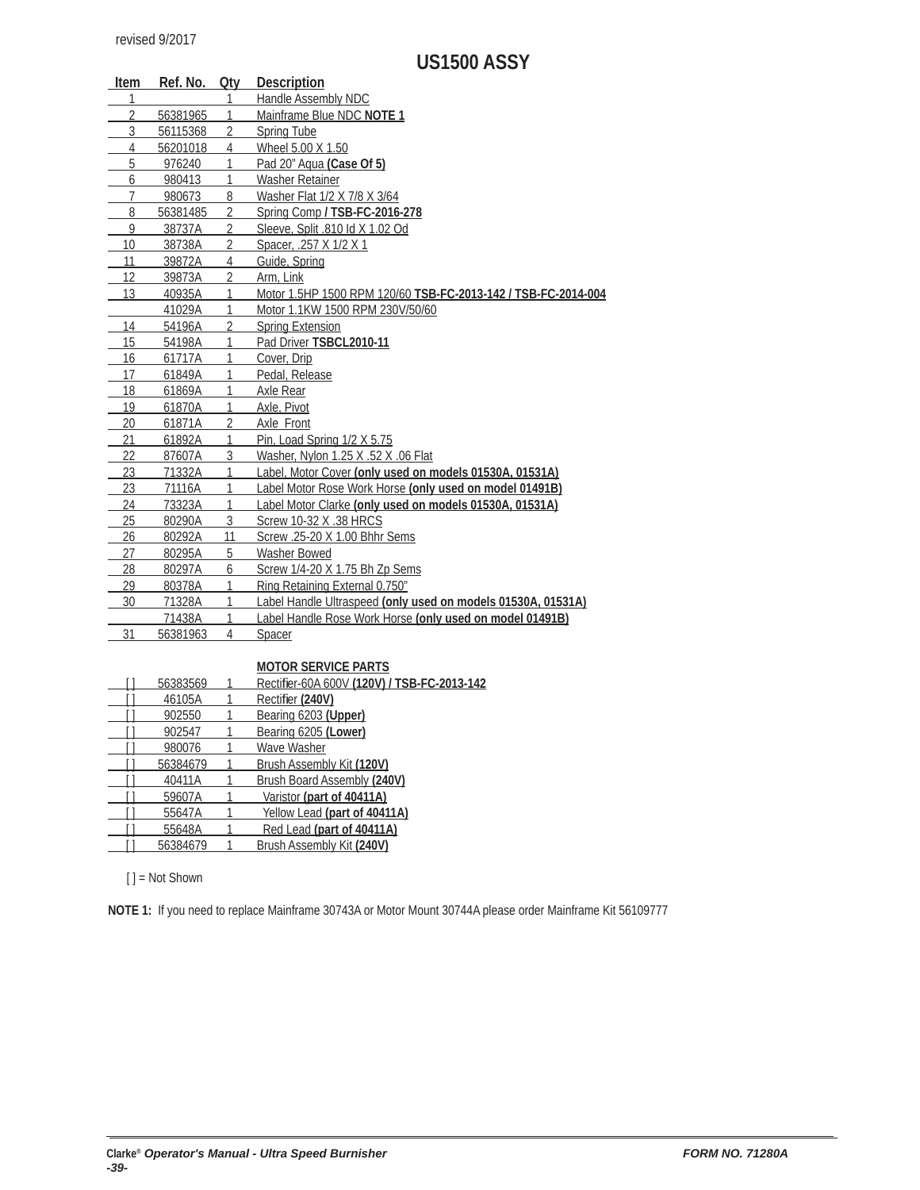revised 9/2017

# US1500 ASSY

| Item | Ref. No. | Qty | Description |
|---|---|---|---|
| 1 | | 1 | Handle Assembly NDC |
| 2 | 56381965 | 1 | Mainframe Blue NDC **NOTE 1** |
| 3 | 56115368 | 2 | Spring Tube |
| 4 | 56201018 | 4 | Wheel 5.00 X 1.50 |
| 5 | 976240 | 1 | Pad 20" Aqua **(Case Of 5)** |
| 6 | 980413 | 1 | Washer Retainer |
| 7 | 980673 | 8 | Washer Flat 1/2 X 7/8 X 3/64 |
| 8 | 56381485 | 2 | Spring Comp **/ TSB-FC-2016-278** |
| 9 | 38737A | 2 | Sleeve, Split .810 Id X 1.02 Od |
| 10 | 38738A | 2 | Spacer, .257 X 1/2 X 1 |
| 11 | 39872A | 4 | Guide, Spring |
| 12 | 39873A | 2 | Arm, Link |
| 13 | 40935A | 1 | Motor 1.5HP 1500 RPM 120/60 **TSB-FC-2013-142 / TSB-FC-2014-004** |
| | 41029A | 1 | Motor 1.1KW 1500 RPM 230V/50/60 |
| 14 | 54196A | 2 | Spring Extension |
| 15 | 54198A | 1 | Pad Driver **TSBCL2010-11** |
| 16 | 61717A | 1 | Cover, Drip |
| 17 | 61849A | 1 | Pedal, Release |
| 18 | 61869A | 1 | Axle Rear |
| 19 | 61870A | 1 | Axle, Pivot |
| 20 | 61871A | 2 | Axle Front |
| 21 | 61892A | 1 | Pin, Load Spring 1/2 X 5.75 |
| 22 | 87607A | 3 | Washer, Nylon 1.25 X .52 X .06 Flat |
| 23 | 71332A | 1 | Label, Motor Cover **(only used on models 01530A, 01531A)** |
| 23 | 71116A | 1 | Label Motor Rose Work Horse **(only used on model 01491B)** |
| 24 | 73323A | 1 | Label Motor Clarke **(only used on models 01530A, 01531A)** |
| 25 | 80290A | 3 | Screw 10-32 X .38 HRCS |
| 26 | 80292A | 11 | Screw .25-20 X 1.00 Bhhr Sems |
| 27 | 80295A | 5 | Washer Bowed |
| 28 | 80297A | 6 | Screw 1/4-20 X 1.75 Bh Zp Sems |
| 29 | 80378A | 1 | Ring Retaining External 0.750" |
| 30 | 71328A | 1 | Label Handle Ultraspeed **(only used on models 01530A, 01531A)** |
| | 71438A | 1 | Label Handle Rose Work Horse **(only used on model 01491B)** |
| 31 | 56381963 | 4 | Spacer |
| | | | **MOTOR SERVICE PARTS** |
| [ ] | 56383569 | 1 | Rectifier-60A 600V **(120V) / TSB-FC-2013-142** |
| [ ] | 46105A | 1 | Rectifier **(240V)** |
| [ ] | 902550 | 1 | Bearing 6203 **(Upper)** |
| [ ] | 902547 | 1 | Bearing 6205 **(Lower)** |
| [ ] | 980076 | 1 | Wave Washer |
| [ ] | 56384679 | 1 | Brush Assembly Kit **(120V)** |
| [ ] | 40411A | 1 | Brush Board Assembly **(240V)** |
| [ ] | 59607A | 1 | Varistor **(part of 40411A)** |
| [ ] | 55647A | 1 | Yellow Lead **(part of 40411A)** |
| [ ] | 55648A | 1 | Red Lead **(part of 40411A)** |
| [ ] | 56384679 | 1 | Brush Assembly Kit **(240V)** |

[ ] = Not Shown

**NOTE 1:** If you need to replace Mainframe 30743A or Motor Mount 30744A please order Mainframe Kit 56109777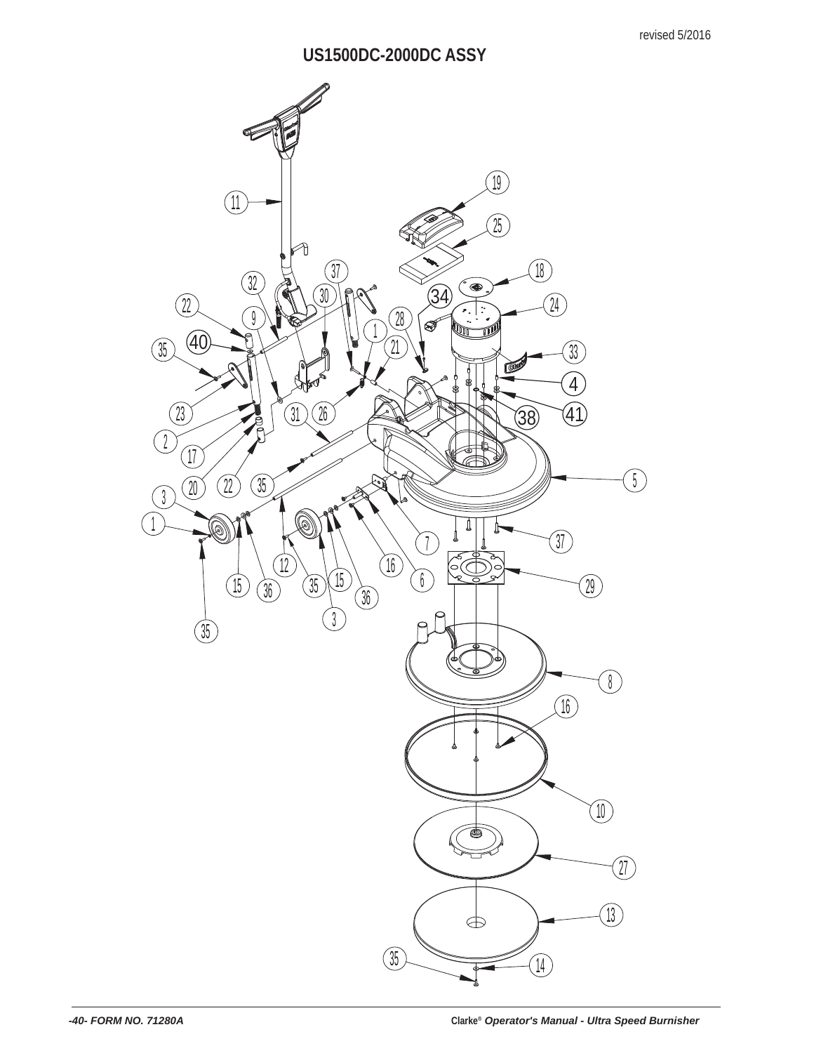revised 5/2016

# US1500DC-2000DC ASSY

11, 19, 25, 18, 37, 32, 30, 34, 24, 22, 9, 28, 1, 21, 40, 35, 33, 4, 23, 26, 31, 38, 41, 2, 17, 20, 22, 35, 5, 3, 7, 1, 16, 6, 37, 12, 15, 36, 35, 15, 36, 3, 29, 35, 8, 16, 10, 27, 13, 35, 14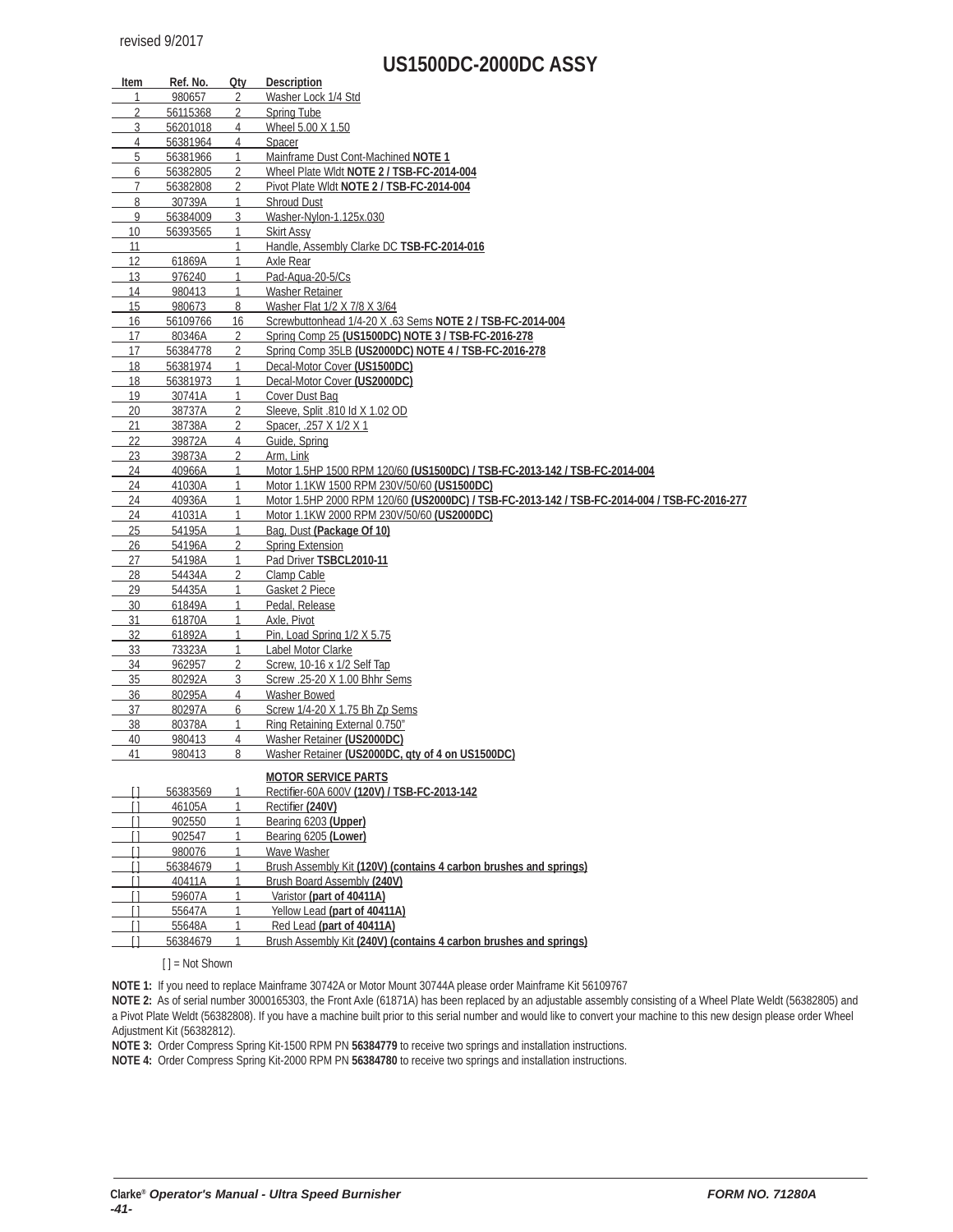revised 9/2017

# US1500DC-2000DC ASSY

| Item | Ref. No. | Qty | Description |
|---|---|---|---|
| 1 | 980657 | 2 | Washer Lock 1/4 Std |
| 2 | 56115368 | 2 | Spring Tube |
| 3 | 56201018 | 4 | Wheel 5.00 X 1.50 |
| 4 | 56381964 | 4 | Spacer |
| 5 | 56381966 | 1 | Mainframe Dust Cont-Machined **NOTE 1** |
| 6 | 56382805 | 2 | Wheel Plate Wldt **NOTE 2 / TSB-FC-2014-004** |
| 7 | 56382808 | 2 | Pivot Plate Wldt **NOTE 2 / TSB-FC-2014-004** |
| 8 | 30739A | 1 | Shroud Dust |
| 9 | 56384009 | 3 | Washer-Nylon-1.125x.030 |
| 10 | 56393565 | 1 | Skirt Assy |
| 11 | | 1 | Handle, Assembly Clarke DC **TSB-FC-2014-016** |
| 12 | 61869A | 1 | Axle Rear |
| 13 | 976240 | 1 | Pad-Aqua-20-5/Cs |
| 14 | 980413 | 1 | Washer Retainer |
| 15 | 980673 | 8 | Washer Flat 1/2 X 7/8 X 3/64 |
| 16 | 56109766 | 16 | Screwbuttonhead 1/4-20 X .63 Sems **NOTE 2 / TSB-FC-2014-004** |
| 17 | 80346A | 2 | Spring Comp 25 **(US1500DC) NOTE 3 / TSB-FC-2016-278** |
| 17 | 56384778 | 2 | Spring Comp 35LB **(US2000DC) NOTE 4 / TSB-FC-2016-278** |
| 18 | 56381974 | 1 | Decal-Motor Cover **(US1500DC)** |
| 18 | 56381973 | 1 | Decal-Motor Cover **(US2000DC)** |
| 19 | 30741A | 1 | Cover Dust Bag |
| 20 | 38737A | 2 | Sleeve, Split .810 Id X 1.02 OD |
| 21 | 38738A | 2 | Spacer, .257 X 1/2 X 1 |
| 22 | 39872A | 4 | Guide, Spring |
| 23 | 39873A | 2 | Arm, Link |
| 24 | 40966A | 1 | Motor 1.5HP 1500 RPM 120/60 **(US1500DC) / TSB-FC-2013-142 / TSB-FC-2014-004** |
| 24 | 41030A | 1 | Motor 1.1KW 1500 RPM 230V/50/60 **(US1500DC)** |
| 24 | 40936A | 1 | Motor 1.5HP 2000 RPM 120/60 **(US2000DC) / TSB-FC-2013-142 / TSB-FC-2014-004 / TSB-FC-2016-277** |
| 24 | 41031A | 1 | Motor 1.1KW 2000 RPM 230V/50/60 **(US2000DC)** |
| 25 | 54195A | 1 | Bag, Dust **(Package Of 10)** |
| 26 | 54196A | 2 | Spring Extension |
| 27 | 54198A | 1 | Pad Driver **TSBCL2010-11** |
| 28 | 54434A | 2 | Clamp Cable |
| 29 | 54435A | 1 | Gasket 2 Piece |
| 30 | 61849A | 1 | Pedal, Release |
| 31 | 61870A | 1 | Axle, Pivot |
| 32 | 61892A | 1 | Pin, Load Spring 1/2 X 5.75 |
| 33 | 73323A | 1 | Label Motor Clarke |
| 34 | 962957 | 2 | Screw, 10-16 x 1/2 Self Tap |
| 35 | 80292A | 3 | Screw .25-20 X 1.00 Bhhr Sems |
| 36 | 80295A | 4 | Washer Bowed |
| 37 | 80297A | 6 | Screw 1/4-20 X 1.75 Bh Zp Sems |
| 38 | 80378A | 1 | Ring Retaining External 0.750" |
| 40 | 980413 | 4 | Washer Retainer **(US2000DC)** |
| 41 | 980413 | 8 | Washer Retainer **(US2000DC, qty of 4 on US1500DC)** |
| | | | **MOTOR SERVICE PARTS** |
| [ ] | 56383569 | 1 | Rectifier-60A 600V **(120V) / TSB-FC-2013-142** |
| [ ] | 46105A | 1 | Rectifier **(240V)** |
| [ ] | 902550 | 1 | Bearing 6203 **(Upper)** |
| [ ] | 902547 | 1 | Bearing 6205 **(Lower)** |
| [ ] | 980076 | 1 | Wave Washer |
| [ ] | 56384679 | 1 | Brush Assembly Kit **(120V) (contains 4 carbon brushes and springs)** |
| [ ] | 40411A | 1 | Brush Board Assembly **(240V)** |
| [ ] | 59607A | 1 | Varistor **(part of 40411A)** |
| [ ] | 55647A | 1 | Yellow Lead **(part of 40411A)** |
| [ ] | 55648A | 1 | Red Lead **(part of 40411A)** |
| [ ] | 56384679 | 1 | Brush Assembly Kit **(240V) (contains 4 carbon brushes and springs)** |

[ ] = Not Shown

**NOTE 1:** If you need to replace Mainframe 30742A or Motor Mount 30744A please order Mainframe Kit 56109767

**NOTE 2:** As of serial number 3000165303, the Front Axle (61871A) has been replaced by an adjustable assembly consisting of a Wheel Plate Weldt (56382805) and a Pivot Plate Weldt (56382808). If you have a machine built prior to this serial number and would like to convert your machine to this new design please order Wheel Adjustment Kit (56382812).

**NOTE 3:** Order Compress Spring Kit-1500 RPM PN **56384779** to receive two springs and installation instructions.

**NOTE 4:** Order Compress Spring Kit-2000 RPM PN **56384780** to receive two springs and installation instructions.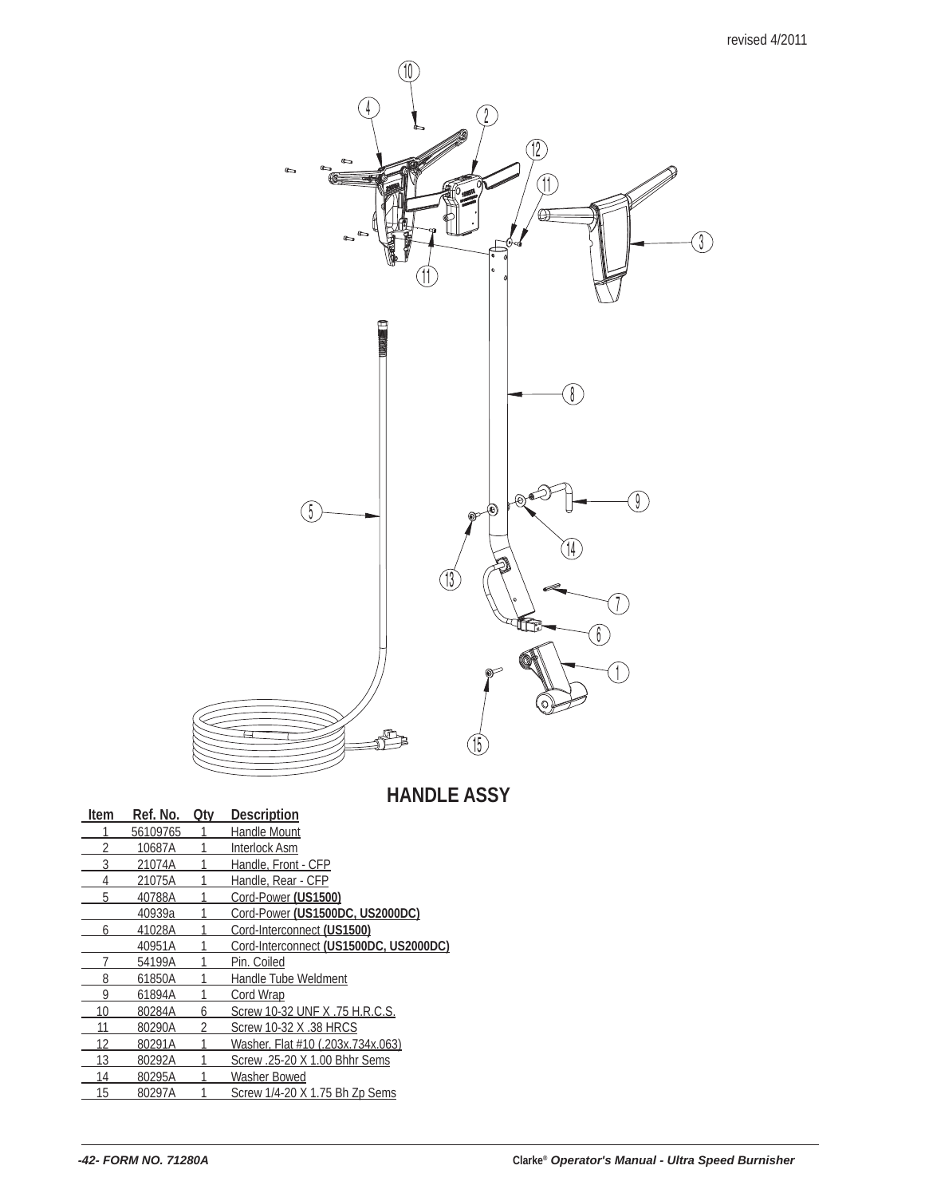revised 4/2011

## HANDLE ASSY

| Item | Ref. No. | Qty | Description |
|---|---|---|---|
| 1 | 56109765 | 1 | Handle Mount |
| 2 | 10687A | 1 | Interlock Asm |
| 3 | 21074A | 1 | Handle, Front - CFP |
| 4 | 21075A | 1 | Handle, Rear - CFP |
| 5 | 40788A | 1 | Cord-Power **(US1500)** |
| | 40939a | 1 | Cord-Power **(US1500DC, US2000DC)** |
| 6 | 41028A | 1 | Cord-Interconnect **(US1500)** |
| | 40951A | 1 | Cord-Interconnect **(US1500DC, US2000DC)** |
| 7 | 54199A | 1 | Pin. Coiled |
| 8 | 61850A | 1 | Handle Tube Weldment |
| 9 | 61894A | 1 | Cord Wrap |
| 10 | 80284A | 6 | Screw 10-32 UNF X .75 H.R.C.S. |
| 11 | 80290A | 2 | Screw 10-32 X .38 HRCS |
| 12 | 80291A | 1 | Washer, Flat #10 (.203x.734x.063) |
| 13 | 80292A | 1 | Screw .25-20 X 1.00 Bhhr Sems |
| 14 | 80295A | 1 | Washer Bowed |
| 15 | 80297A | 1 | Screw 1/4-20 X 1.75 Bh Zp Sems |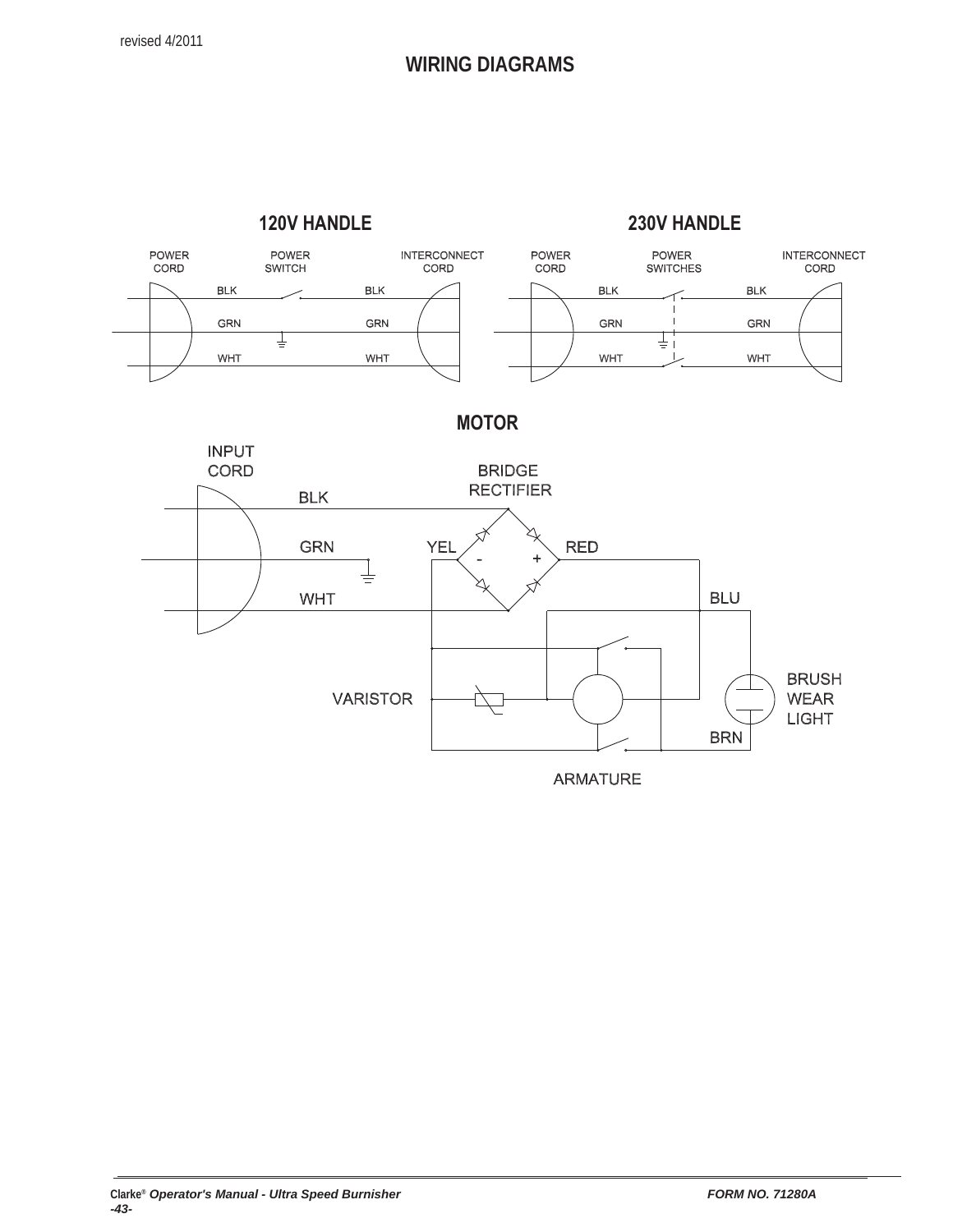revised 4/2011

# WIRING DIAGRAMS

## 120V HANDLE

POWER CORD
POWER SWITCH
INTERCONNECT CORD
BLK
BLK
GRN
GRN
WHT
WHT

## 230V HANDLE

POWER CORD
POWER SWITCHES
INTERCONNECT CORD
BLK
BLK
GRN
GRN
WHT
WHT

## MOTOR

INPUT CORD
BRIDGE RECTIFIER
BLK
GRN
WHT
YEL
RED
-
+
BLU
VARISTOR
BRUSH WEAR LIGHT
BRN
ARMATURE